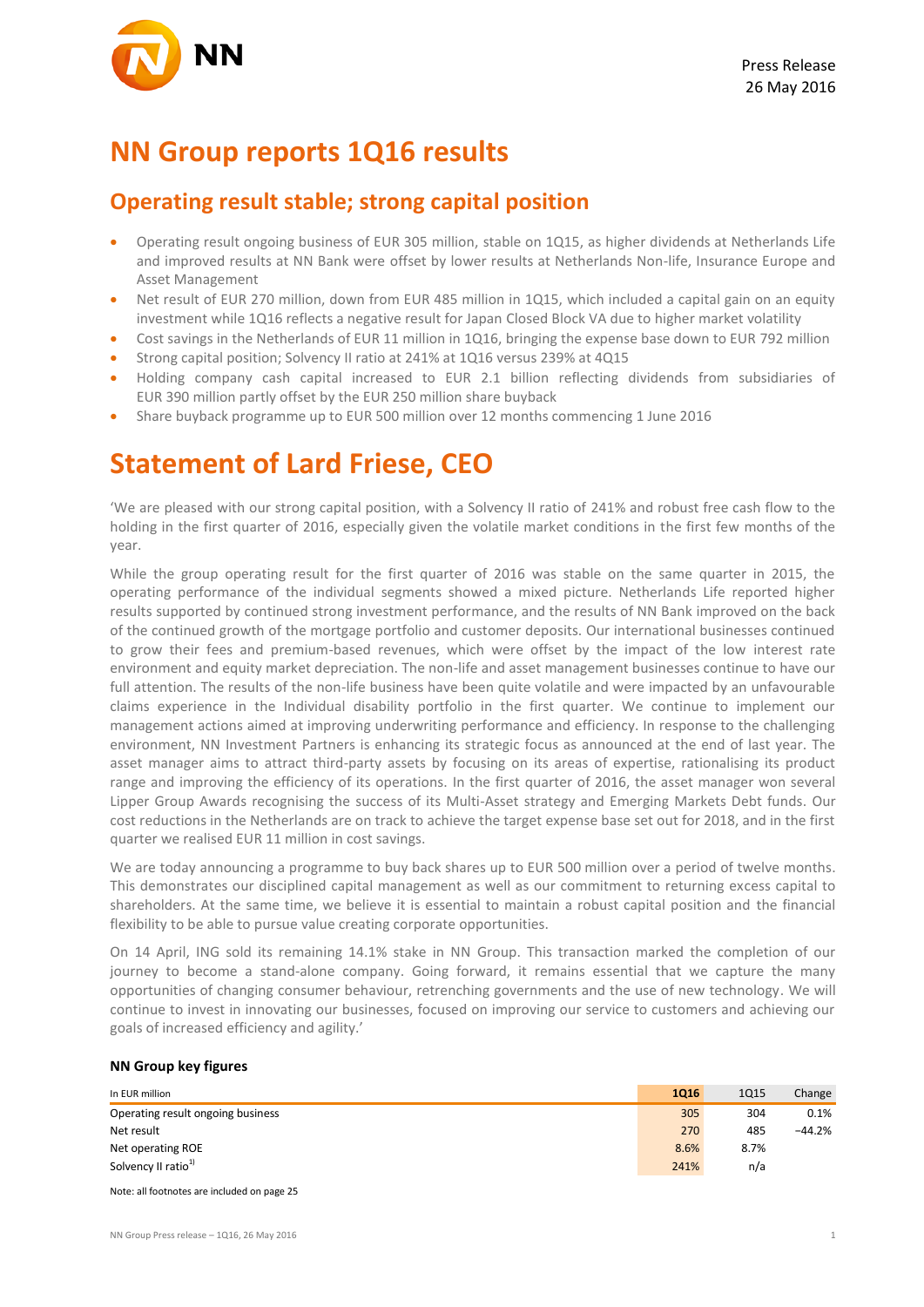Press Release
26 May 2016

# NN Group reports 1Q16 results

## Operating result stable; strong capital position

- Operating result ongoing business of EUR 305 million, stable on 1Q15, as higher dividends at Netherlands Life and improved results at NN Bank were offset by lower results at Netherlands Non-life, Insurance Europe and Asset Management
- Net result of EUR 270 million, down from EUR 485 million in 1Q15, which included a capital gain on an equity investment while 1Q16 reflects a negative result for Japan Closed Block VA due to higher market volatility
- Cost savings in the Netherlands of EUR 11 million in 1Q16, bringing the expense base down to EUR 792 million
- Strong capital position; Solvency II ratio at 241% at 1Q16 versus 239% at 4Q15
- Holding company cash capital increased to EUR 2.1 billion reflecting dividends from subsidiaries of EUR 390 million partly offset by the EUR 250 million share buyback
- Share buyback programme up to EUR 500 million over 12 months commencing 1 June 2016

# Statement of Lard Friese, CEO

'We are pleased with our strong capital position, with a Solvency II ratio of 241% and robust free cash flow to the holding in the first quarter of 2016, especially given the volatile market conditions in the first few months of the year.

While the group operating result for the first quarter of 2016 was stable on the same quarter in 2015, the operating performance of the individual segments showed a mixed picture. Netherlands Life reported higher results supported by continued strong investment performance, and the results of NN Bank improved on the back of the continued growth of the mortgage portfolio and customer deposits. Our international businesses continued to grow their fees and premium-based revenues, which were offset by the impact of the low interest rate environment and equity market depreciation. The non-life and asset management businesses continue to have our full attention. The results of the non-life business have been quite volatile and were impacted by an unfavourable claims experience in the Individual disability portfolio in the first quarter. We continue to implement our management actions aimed at improving underwriting performance and efficiency. In response to the challenging environment, NN Investment Partners is enhancing its strategic focus as announced at the end of last year. The asset manager aims to attract third-party assets by focusing on its areas of expertise, rationalising its product range and improving the efficiency of its operations. In the first quarter of 2016, the asset manager won several Lipper Group Awards recognising the success of its Multi-Asset strategy and Emerging Markets Debt funds. Our cost reductions in the Netherlands are on track to achieve the target expense base set out for 2018, and in the first quarter we realised EUR 11 million in cost savings.

We are today announcing a programme to buy back shares up to EUR 500 million over a period of twelve months. This demonstrates our disciplined capital management as well as our commitment to returning excess capital to shareholders. At the same time, we believe it is essential to maintain a robust capital position and the financial flexibility to be able to pursue value creating corporate opportunities.

On 14 April, ING sold its remaining 14.1% stake in NN Group. This transaction marked the completion of our journey to become a stand-alone company. Going forward, it remains essential that we capture the many opportunities of changing consumer behaviour, retrenching governments and the use of new technology. We will continue to invest in innovating our businesses, focused on improving our service to customers and achieving our goals of increased efficiency and agility.'

**NN Group key figures**

| In EUR million | 1Q16 | 1Q15 | Change |
|---|---|---|---|
| Operating result ongoing business | 305 | 304 | 0.1% |
| Net result | 270 | 485 | −44.2% |
| Net operating ROE | 8.6% | 8.7% | |
| Solvency II ratio[1)] | 241% | n/a | |

Note: all footnotes are included on page 25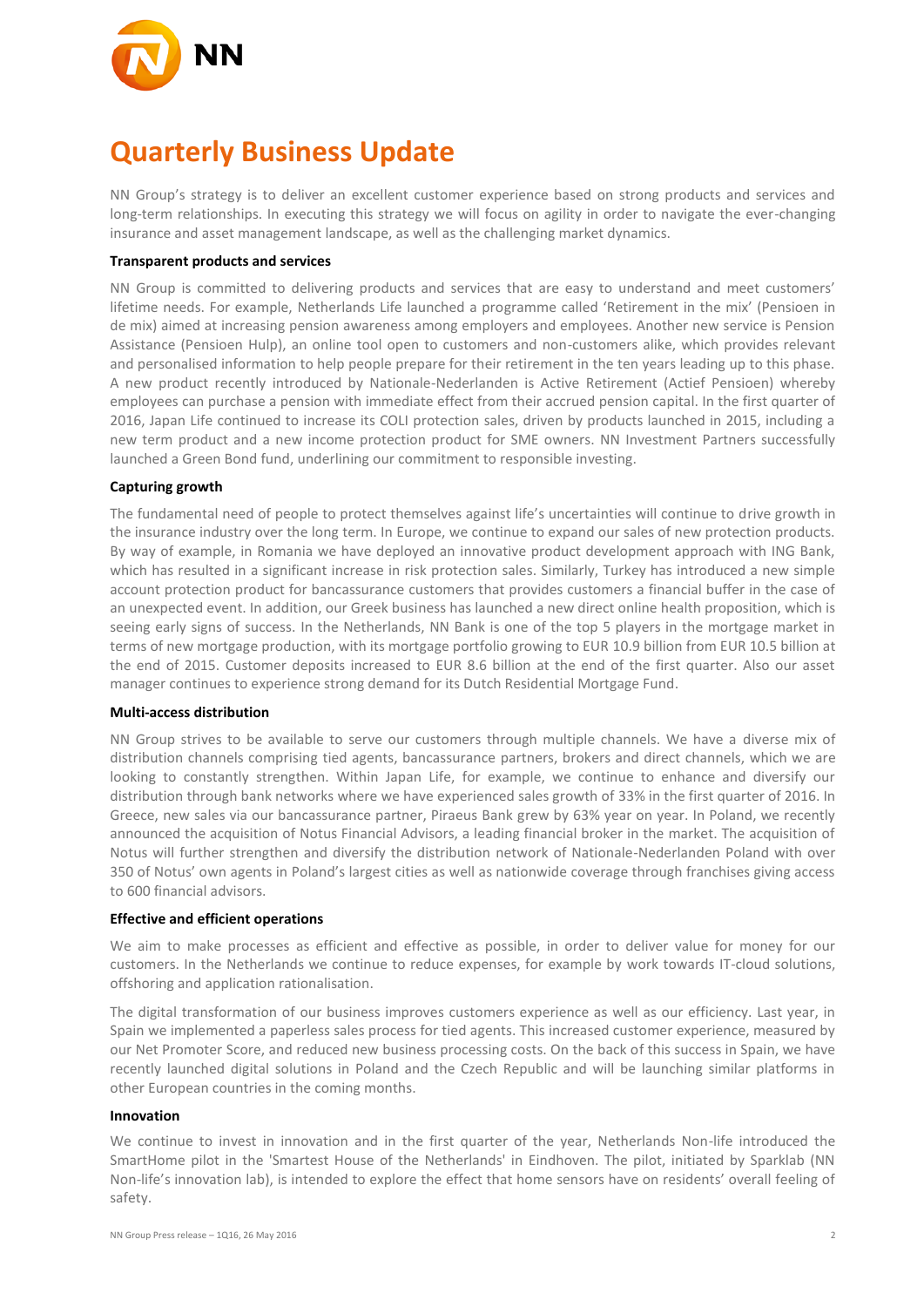# Quarterly Business Update

NN Group's strategy is to deliver an excellent customer experience based on strong products and services and long-term relationships. In executing this strategy we will focus on agility in order to navigate the ever-changing insurance and asset management landscape, as well as the challenging market dynamics.

**Transparent products and services**

NN Group is committed to delivering products and services that are easy to understand and meet customers' lifetime needs. For example, Netherlands Life launched a programme called 'Retirement in the mix' (Pensioen in de mix) aimed at increasing pension awareness among employers and employees. Another new service is Pension Assistance (Pensioen Hulp), an online tool open to customers and non-customers alike, which provides relevant and personalised information to help people prepare for their retirement in the ten years leading up to this phase. A new product recently introduced by Nationale-Nederlanden is Active Retirement (Actief Pensioen) whereby employees can purchase a pension with immediate effect from their accrued pension capital. In the first quarter of 2016, Japan Life continued to increase its COLI protection sales, driven by products launched in 2015, including a new term product and a new income protection product for SME owners. NN Investment Partners successfully launched a Green Bond fund, underlining our commitment to responsible investing.

**Capturing growth**

The fundamental need of people to protect themselves against life's uncertainties will continue to drive growth in the insurance industry over the long term. In Europe, we continue to expand our sales of new protection products. By way of example, in Romania we have deployed an innovative product development approach with ING Bank, which has resulted in a significant increase in risk protection sales. Similarly, Turkey has introduced a new simple account protection product for bancassurance customers that provides customers a financial buffer in the case of an unexpected event. In addition, our Greek business has launched a new direct online health proposition, which is seeing early signs of success. In the Netherlands, NN Bank is one of the top 5 players in the mortgage market in terms of new mortgage production, with its mortgage portfolio growing to EUR 10.9 billion from EUR 10.5 billion at the end of 2015. Customer deposits increased to EUR 8.6 billion at the end of the first quarter. Also our asset manager continues to experience strong demand for its Dutch Residential Mortgage Fund.

**Multi-access distribution**

NN Group strives to be available to serve our customers through multiple channels. We have a diverse mix of distribution channels comprising tied agents, bancassurance partners, brokers and direct channels, which we are looking to constantly strengthen. Within Japan Life, for example, we continue to enhance and diversify our distribution through bank networks where we have experienced sales growth of 33% in the first quarter of 2016. In Greece, new sales via our bancassurance partner, Piraeus Bank grew by 63% year on year. In Poland, we recently announced the acquisition of Notus Financial Advisors, a leading financial broker in the market. The acquisition of Notus will further strengthen and diversify the distribution network of Nationale-Nederlanden Poland with over 350 of Notus' own agents in Poland's largest cities as well as nationwide coverage through franchises giving access to 600 financial advisors.

**Effective and efficient operations**

We aim to make processes as efficient and effective as possible, in order to deliver value for money for our customers. In the Netherlands we continue to reduce expenses, for example by work towards IT-cloud solutions, offshoring and application rationalisation.

The digital transformation of our business improves customers experience as well as our efficiency. Last year, in Spain we implemented a paperless sales process for tied agents. This increased customer experience, measured by our Net Promoter Score, and reduced new business processing costs. On the back of this success in Spain, we have recently launched digital solutions in Poland and the Czech Republic and will be launching similar platforms in other European countries in the coming months.

**Innovation**

We continue to invest in innovation and in the first quarter of the year, Netherlands Non-life introduced the SmartHome pilot in the 'Smartest House of the Netherlands' in Eindhoven. The pilot, initiated by Sparklab (NN Non-life's innovation lab), is intended to explore the effect that home sensors have on residents' overall feeling of safety.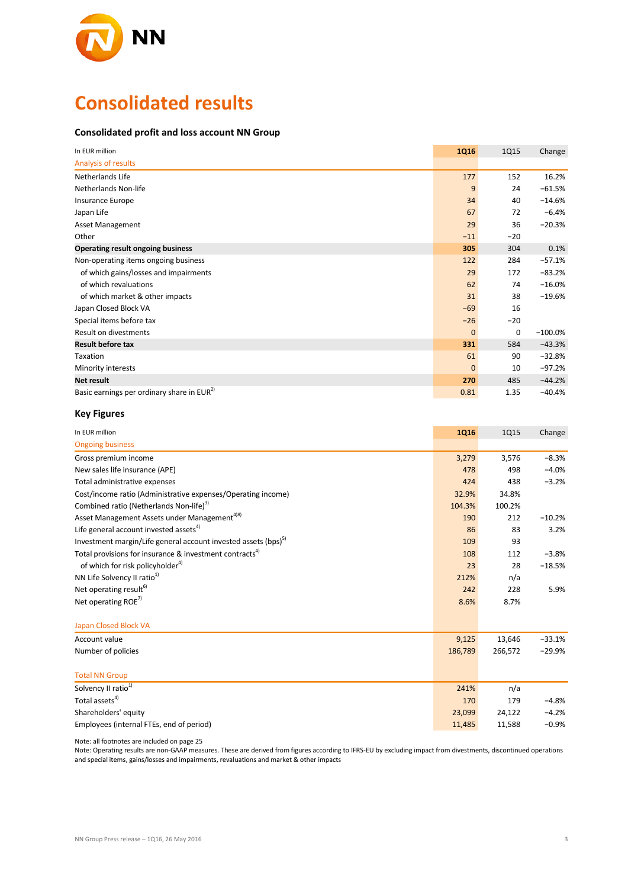# Consolidated results

### Consolidated profit and loss account NN Group

| In EUR million | 1Q16 | 1Q15 | Change |
|---|---|---|---|
| Analysis of results | | | |
| Netherlands Life | 177 | 152 | 16.2% |
| Netherlands Non-life | 9 | 24 | −61.5% |
| Insurance Europe | 34 | 40 | −14.6% |
| Japan Life | 67 | 72 | −6.4% |
| Asset Management | 29 | 36 | −20.3% |
| Other | −11 | −20 | |
| **Operating result ongoing business** | **305** | 304 | 0.1% |
| Non-operating items ongoing business | 122 | 284 | −57.1% |
| of which gains/losses and impairments | 29 | 172 | −83.2% |
| of which revaluations | 62 | 74 | −16.0% |
| of which market & other impacts | 31 | 38 | −19.6% |
| Japan Closed Block VA | −69 | 16 | |
| Special items before tax | −26 | −20 | |
| Result on divestments | 0 | 0 | −100.0% |
| **Result before tax** | **331** | 584 | −43.3% |
| Taxation | 61 | 90 | −32.8% |
| Minority interests | 0 | 10 | −97.2% |
| **Net result** | **270** | 485 | −44.2% |
| Basic earnings per ordinary share in EUR[2] | 0.81 | 1.35 | −40.4% |

### Key Figures

| In EUR million | 1Q16 | 1Q15 | Change |
|---|---|---|---|
| Ongoing business | | | |
| Gross premium income | 3,279 | 3,576 | −8.3% |
| New sales life insurance (APE) | 478 | 498 | −4.0% |
| Total administrative expenses | 424 | 438 | −3.2% |
| Cost/income ratio (Administrative expenses/Operating income) | 32.9% | 34.8% | |
| Combined ratio (Netherlands Non-life)[3] | 104.3% | 100.2% | |
| Asset Management Assets under Management[4)8)] | 190 | 212 | −10.2% |
| Life general account invested assets[4] | 86 | 83 | 3.2% |
| Investment margin/Life general account invested assets (bps)[5] | 109 | 93 | |
| Total provisions for insurance & investment contracts[4] | 108 | 112 | −3.8% |
| of which for risk policyholder[4] | 23 | 28 | −18.5% |
| NN Life Solvency II ratio[1] | 212% | n/a | |
| Net operating result[6] | 242 | 228 | 5.9% |
| Net operating ROE[7] | 8.6% | 8.7% | |
| | | | |
| Japan Closed Block VA | | | |
| Account value | 9,125 | 13,646 | −33.1% |
| Number of policies | 186,789 | 266,572 | −29.9% |
| | | | |
| Total NN Group | | | |
| Solvency II ratio[1] | 241% | n/a | |
| Total assets[4] | 170 | 179 | −4.8% |
| Shareholders' equity | 23,099 | 24,122 | −4.2% |
| Employees (internal FTEs, end of period) | 11,485 | 11,588 | −0.9% |

Note: all footnotes are included on page 25

Note: Operating results are non-GAAP measures. These are derived from figures according to IFRS-EU by excluding impact from divestments, discontinued operations and special items, gains/losses and impairments, revaluations and market & other impacts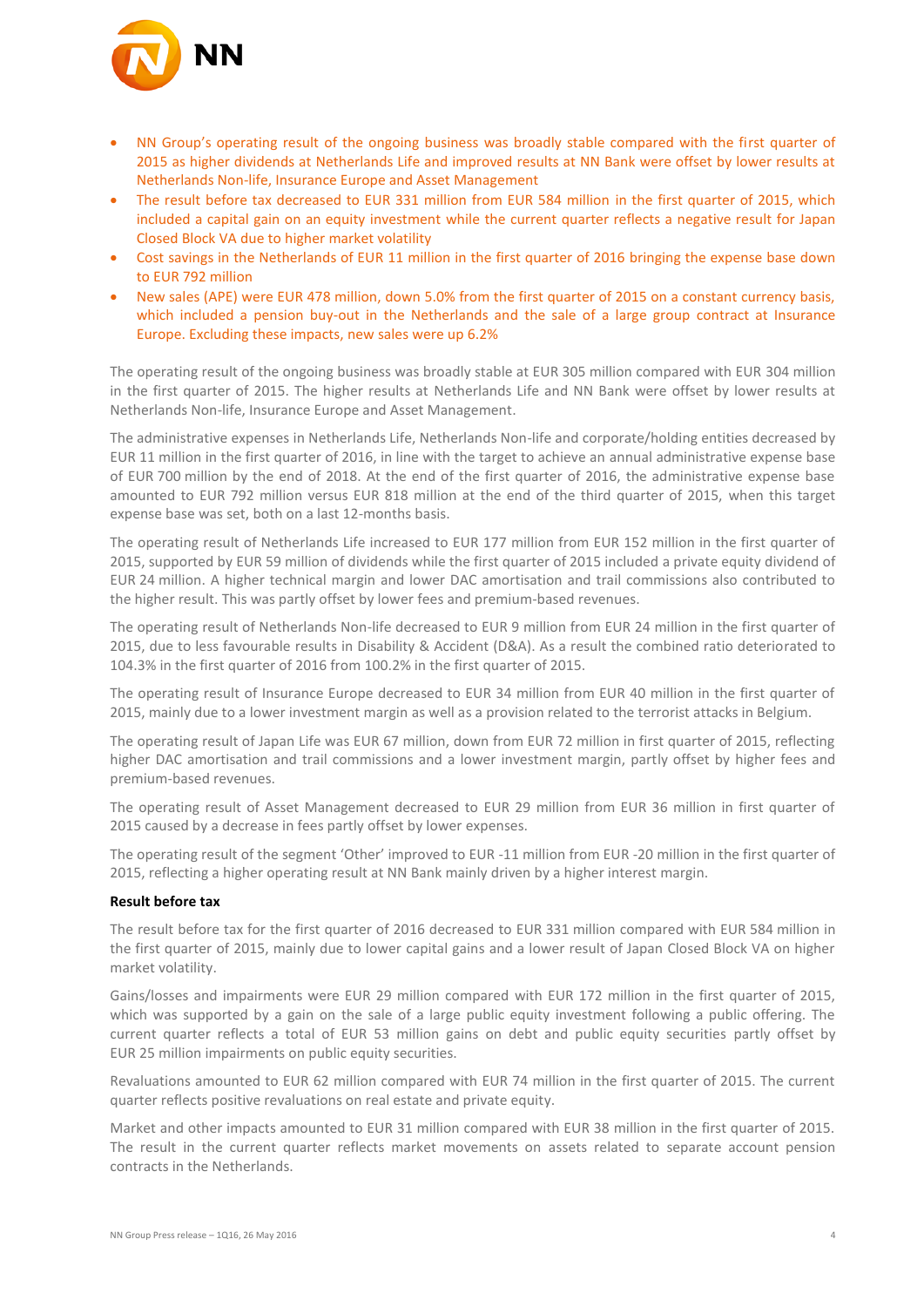- NN Group's operating result of the ongoing business was broadly stable compared with the first quarter of 2015 as higher dividends at Netherlands Life and improved results at NN Bank were offset by lower results at Netherlands Non-life, Insurance Europe and Asset Management
- The result before tax decreased to EUR 331 million from EUR 584 million in the first quarter of 2015, which included a capital gain on an equity investment while the current quarter reflects a negative result for Japan Closed Block VA due to higher market volatility
- Cost savings in the Netherlands of EUR 11 million in the first quarter of 2016 bringing the expense base down to EUR 792 million
- New sales (APE) were EUR 478 million, down 5.0% from the first quarter of 2015 on a constant currency basis, which included a pension buy-out in the Netherlands and the sale of a large group contract at Insurance Europe. Excluding these impacts, new sales were up 6.2%

The operating result of the ongoing business was broadly stable at EUR 305 million compared with EUR 304 million in the first quarter of 2015. The higher results at Netherlands Life and NN Bank were offset by lower results at Netherlands Non-life, Insurance Europe and Asset Management.

The administrative expenses in Netherlands Life, Netherlands Non-life and corporate/holding entities decreased by EUR 11 million in the first quarter of 2016, in line with the target to achieve an annual administrative expense base of EUR 700 million by the end of 2018. At the end of the first quarter of 2016, the administrative expense base amounted to EUR 792 million versus EUR 818 million at the end of the third quarter of 2015, when this target expense base was set, both on a last 12-months basis.

The operating result of Netherlands Life increased to EUR 177 million from EUR 152 million in the first quarter of 2015, supported by EUR 59 million of dividends while the first quarter of 2015 included a private equity dividend of EUR 24 million. A higher technical margin and lower DAC amortisation and trail commissions also contributed to the higher result. This was partly offset by lower fees and premium-based revenues.

The operating result of Netherlands Non-life decreased to EUR 9 million from EUR 24 million in the first quarter of 2015, due to less favourable results in Disability & Accident (D&A). As a result the combined ratio deteriorated to 104.3% in the first quarter of 2016 from 100.2% in the first quarter of 2015.

The operating result of Insurance Europe decreased to EUR 34 million from EUR 40 million in the first quarter of 2015, mainly due to a lower investment margin as well as a provision related to the terrorist attacks in Belgium.

The operating result of Japan Life was EUR 67 million, down from EUR 72 million in first quarter of 2015, reflecting higher DAC amortisation and trail commissions and a lower investment margin, partly offset by higher fees and premium-based revenues.

The operating result of Asset Management decreased to EUR 29 million from EUR 36 million in first quarter of 2015 caused by a decrease in fees partly offset by lower expenses.

The operating result of the segment 'Other' improved to EUR -11 million from EUR -20 million in the first quarter of 2015, reflecting a higher operating result at NN Bank mainly driven by a higher interest margin.

**Result before tax**

The result before tax for the first quarter of 2016 decreased to EUR 331 million compared with EUR 584 million in the first quarter of 2015, mainly due to lower capital gains and a lower result of Japan Closed Block VA on higher market volatility.

Gains/losses and impairments were EUR 29 million compared with EUR 172 million in the first quarter of 2015, which was supported by a gain on the sale of a large public equity investment following a public offering. The current quarter reflects a total of EUR 53 million gains on debt and public equity securities partly offset by EUR 25 million impairments on public equity securities.

Revaluations amounted to EUR 62 million compared with EUR 74 million in the first quarter of 2015. The current quarter reflects positive revaluations on real estate and private equity.

Market and other impacts amounted to EUR 31 million compared with EUR 38 million in the first quarter of 2015. The result in the current quarter reflects market movements on assets related to separate account pension contracts in the Netherlands.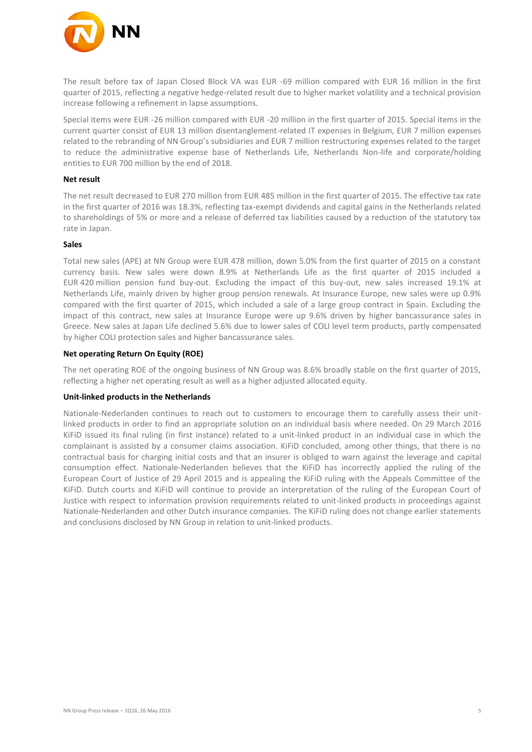The result before tax of Japan Closed Block VA was EUR -69 million compared with EUR 16 million in the first quarter of 2015, reflecting a negative hedge-related result due to higher market volatility and a technical provision increase following a refinement in lapse assumptions.

Special items were EUR -26 million compared with EUR -20 million in the first quarter of 2015. Special items in the current quarter consist of EUR 13 million disentanglement-related IT expenses in Belgium, EUR 7 million expenses related to the rebranding of NN Group's subsidiaries and EUR 7 million restructuring expenses related to the target to reduce the administrative expense base of Netherlands Life, Netherlands Non-life and corporate/holding entities to EUR 700 million by the end of 2018.

**Net result**

The net result decreased to EUR 270 million from EUR 485 million in the first quarter of 2015. The effective tax rate in the first quarter of 2016 was 18.3%, reflecting tax-exempt dividends and capital gains in the Netherlands related to shareholdings of 5% or more and a release of deferred tax liabilities caused by a reduction of the statutory tax rate in Japan.

**Sales**

Total new sales (APE) at NN Group were EUR 478 million, down 5.0% from the first quarter of 2015 on a constant currency basis. New sales were down 8.9% at Netherlands Life as the first quarter of 2015 included a EUR 420 million pension fund buy-out. Excluding the impact of this buy-out, new sales increased 19.1% at Netherlands Life, mainly driven by higher group pension renewals. At Insurance Europe, new sales were up 0.9% compared with the first quarter of 2015, which included a sale of a large group contract in Spain. Excluding the impact of this contract, new sales at Insurance Europe were up 9.6% driven by higher bancassurance sales in Greece. New sales at Japan Life declined 5.6% due to lower sales of COLI level term products, partly compensated by higher COLI protection sales and higher bancassurance sales.

**Net operating Return On Equity (ROE)**

The net operating ROE of the ongoing business of NN Group was 8.6% broadly stable on the first quarter of 2015, reflecting a higher net operating result as well as a higher adjusted allocated equity.

**Unit-linked products in the Netherlands**

Nationale-Nederlanden continues to reach out to customers to encourage them to carefully assess their unit-linked products in order to find an appropriate solution on an individual basis where needed. On 29 March 2016 KiFiD issued its final ruling (in first instance) related to a unit-linked product in an individual case in which the complainant is assisted by a consumer claims association. KiFiD concluded, among other things, that there is no contractual basis for charging initial costs and that an insurer is obliged to warn against the leverage and capital consumption effect. Nationale-Nederlanden believes that the KiFiD has incorrectly applied the ruling of the European Court of Justice of 29 April 2015 and is appealing the KiFiD ruling with the Appeals Committee of the KiFiD. Dutch courts and KiFiD will continue to provide an interpretation of the ruling of the European Court of Justice with respect to information provision requirements related to unit-linked products in proceedings against Nationale-Nederlanden and other Dutch insurance companies. The KiFiD ruling does not change earlier statements and conclusions disclosed by NN Group in relation to unit-linked products.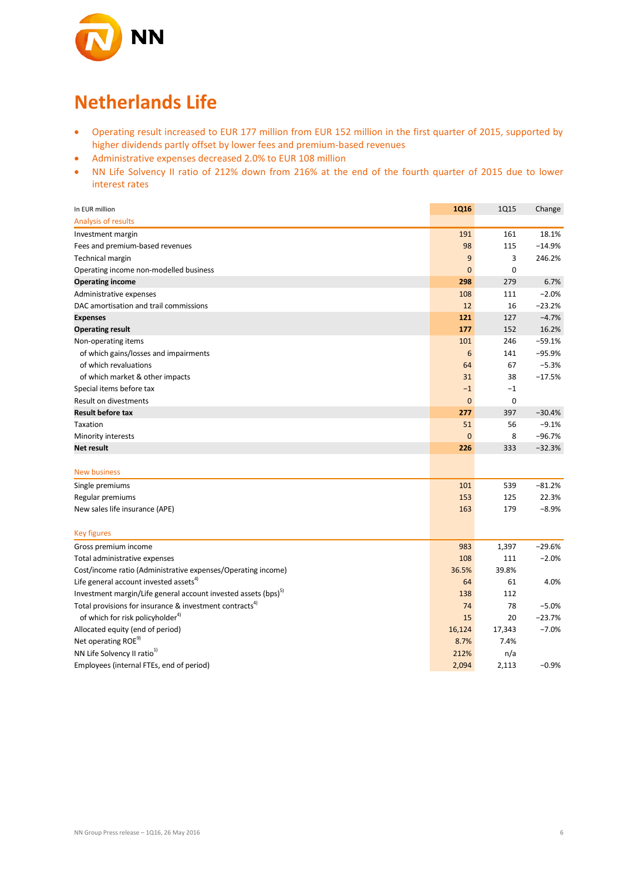# Netherlands Life

- Operating result increased to EUR 177 million from EUR 152 million in the first quarter of 2015, supported by higher dividends partly offset by lower fees and premium-based revenues
- Administrative expenses decreased 2.0% to EUR 108 million
- NN Life Solvency II ratio of 212% down from 216% at the end of the fourth quarter of 2015 due to lower interest rates

| In EUR million | 1Q16 | 1Q15 | Change |
|---|---|---|---|
| **Analysis of results** | | | |
| Investment margin | 191 | 161 | 18.1% |
| Fees and premium-based revenues | 98 | 115 | −14.9% |
| Technical margin | 9 | 3 | 246.2% |
| Operating income non-modelled business | 0 | 0 | |
| **Operating income** | **298** | 279 | 6.7% |
| Administrative expenses | 108 | 111 | −2.0% |
| DAC amortisation and trail commissions | 12 | 16 | −23.2% |
| **Expenses** | **121** | 127 | −4.7% |
| **Operating result** | **177** | 152 | 16.2% |
| Non-operating items | 101 | 246 | −59.1% |
| of which gains/losses and impairments | 6 | 141 | −95.9% |
| of which revaluations | 64 | 67 | −5.3% |
| of which market & other impacts | 31 | 38 | −17.5% |
| Special items before tax | −1 | −1 | |
| Result on divestments | 0 | 0 | |
| **Result before tax** | **277** | 397 | −30.4% |
| Taxation | 51 | 56 | −9.1% |
| Minority interests | 0 | 8 | −96.7% |
| **Net result** | **226** | 333 | −32.3% |
| | | | |
| **New business** | | | |
| Single premiums | 101 | 539 | −81.2% |
| Regular premiums | 153 | 125 | 22.3% |
| New sales life insurance (APE) | 163 | 179 | −8.9% |
| | | | |
| **Key figures** | | | |
| Gross premium income | 983 | 1,397 | −29.6% |
| Total administrative expenses | 108 | 111 | −2.0% |
| Cost/income ratio (Administrative expenses/Operating income) | 36.5% | 39.8% | |
| Life general account invested assets[4] | 64 | 61 | 4.0% |
| Investment margin/Life general account invested assets (bps)[5] | 138 | 112 | |
| Total provisions for insurance & investment contracts[4] | 74 | 78 | −5.0% |
| of which for risk policyholder[4] | 15 | 20 | −23.7% |
| Allocated equity (end of period) | 16,124 | 17,343 | −7.0% |
| Net operating ROE[9] | 8.7% | 7.4% | |
| NN Life Solvency II ratio[1] | 212% | n/a | |
| Employees (internal FTEs, end of period) | 2,094 | 2,113 | −0.9% |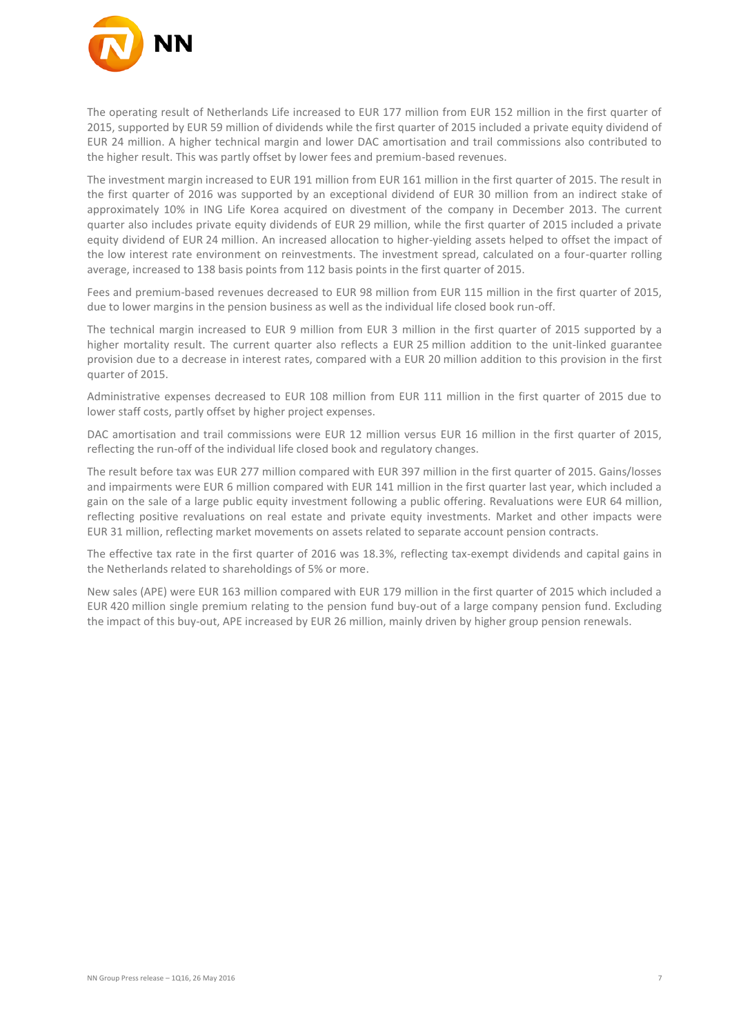The operating result of Netherlands Life increased to EUR 177 million from EUR 152 million in the first quarter of 2015, supported by EUR 59 million of dividends while the first quarter of 2015 included a private equity dividend of EUR 24 million. A higher technical margin and lower DAC amortisation and trail commissions also contributed to the higher result. This was partly offset by lower fees and premium-based revenues.

The investment margin increased to EUR 191 million from EUR 161 million in the first quarter of 2015. The result in the first quarter of 2016 was supported by an exceptional dividend of EUR 30 million from an indirect stake of approximately 10% in ING Life Korea acquired on divestment of the company in December 2013. The current quarter also includes private equity dividends of EUR 29 million, while the first quarter of 2015 included a private equity dividend of EUR 24 million. An increased allocation to higher-yielding assets helped to offset the impact of the low interest rate environment on reinvestments. The investment spread, calculated on a four-quarter rolling average, increased to 138 basis points from 112 basis points in the first quarter of 2015.

Fees and premium-based revenues decreased to EUR 98 million from EUR 115 million in the first quarter of 2015, due to lower margins in the pension business as well as the individual life closed book run-off.

The technical margin increased to EUR 9 million from EUR 3 million in the first quarter of 2015 supported by a higher mortality result. The current quarter also reflects a EUR 25 million addition to the unit-linked guarantee provision due to a decrease in interest rates, compared with a EUR 20 million addition to this provision in the first quarter of 2015.

Administrative expenses decreased to EUR 108 million from EUR 111 million in the first quarter of 2015 due to lower staff costs, partly offset by higher project expenses.

DAC amortisation and trail commissions were EUR 12 million versus EUR 16 million in the first quarter of 2015, reflecting the run-off of the individual life closed book and regulatory changes.

The result before tax was EUR 277 million compared with EUR 397 million in the first quarter of 2015. Gains/losses and impairments were EUR 6 million compared with EUR 141 million in the first quarter last year, which included a gain on the sale of a large public equity investment following a public offering. Revaluations were EUR 64 million, reflecting positive revaluations on real estate and private equity investments. Market and other impacts were EUR 31 million, reflecting market movements on assets related to separate account pension contracts.

The effective tax rate in the first quarter of 2016 was 18.3%, reflecting tax-exempt dividends and capital gains in the Netherlands related to shareholdings of 5% or more.

New sales (APE) were EUR 163 million compared with EUR 179 million in the first quarter of 2015 which included a EUR 420 million single premium relating to the pension fund buy-out of a large company pension fund. Excluding the impact of this buy-out, APE increased by EUR 26 million, mainly driven by higher group pension renewals.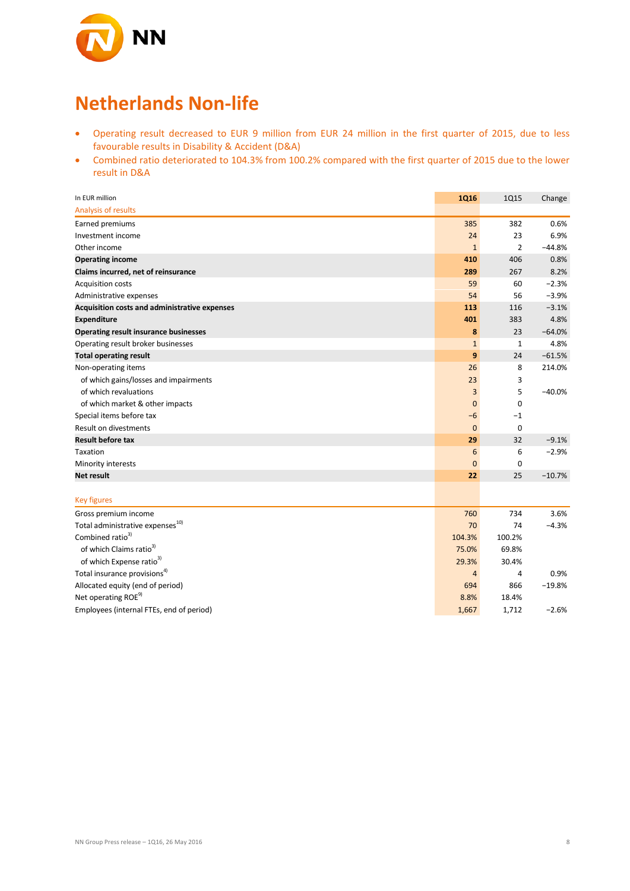# Netherlands Non-life

- Operating result decreased to EUR 9 million from EUR 24 million in the first quarter of 2015, due to less favourable results in Disability & Accident (D&A)
- Combined ratio deteriorated to 104.3% from 100.2% compared with the first quarter of 2015 due to the lower result in D&A

| In EUR million | 1Q16 | 1Q15 | Change |
|---|---|---|---|
| Analysis of results | | | |
| Earned premiums | 385 | 382 | 0.6% |
| Investment income | 24 | 23 | 6.9% |
| Other income | 1 | 2 | −44.8% |
| **Operating income** | **410** | 406 | 0.8% |
| **Claims incurred, net of reinsurance** | **289** | 267 | 8.2% |
| Acquisition costs | 59 | 60 | −2.3% |
| Administrative expenses | 54 | 56 | −3.9% |
| **Acquisition costs and administrative expenses** | **113** | 116 | −3.1% |
| **Expenditure** | **401** | 383 | 4.8% |
| **Operating result insurance businesses** | **8** | 23 | −64.0% |
| Operating result broker businesses | 1 | 1 | 4.8% |
| **Total operating result** | **9** | 24 | −61.5% |
| Non-operating items | 26 | 8 | 214.0% |
| of which gains/losses and impairments | 23 | 3 | |
| of which revaluations | 3 | 5 | −40.0% |
| of which market & other impacts | 0 | 0 | |
| Special items before tax | −6 | −1 | |
| Result on divestments | 0 | 0 | |
| **Result before tax** | **29** | 32 | −9.1% |
| Taxation | 6 | 6 | −2.9% |
| Minority interests | 0 | 0 | |
| **Net result** | **22** | 25 | −10.7% |
| | | | |
| Key figures | | | |
| Gross premium income | 760 | 734 | 3.6% |
| Total administrative expenses[10] | 70 | 74 | −4.3% |
| Combined ratio[3] | 104.3% | 100.2% | |
| of which Claims ratio[3] | 75.0% | 69.8% | |
| of which Expense ratio[3] | 29.3% | 30.4% | |
| Total insurance provisions[4] | 4 | 4 | 0.9% |
| Allocated equity (end of period) | 694 | 866 | −19.8% |
| Net operating ROE[9] | 8.8% | 18.4% | |
| Employees (internal FTEs, end of period) | 1,667 | 1,712 | −2.6% |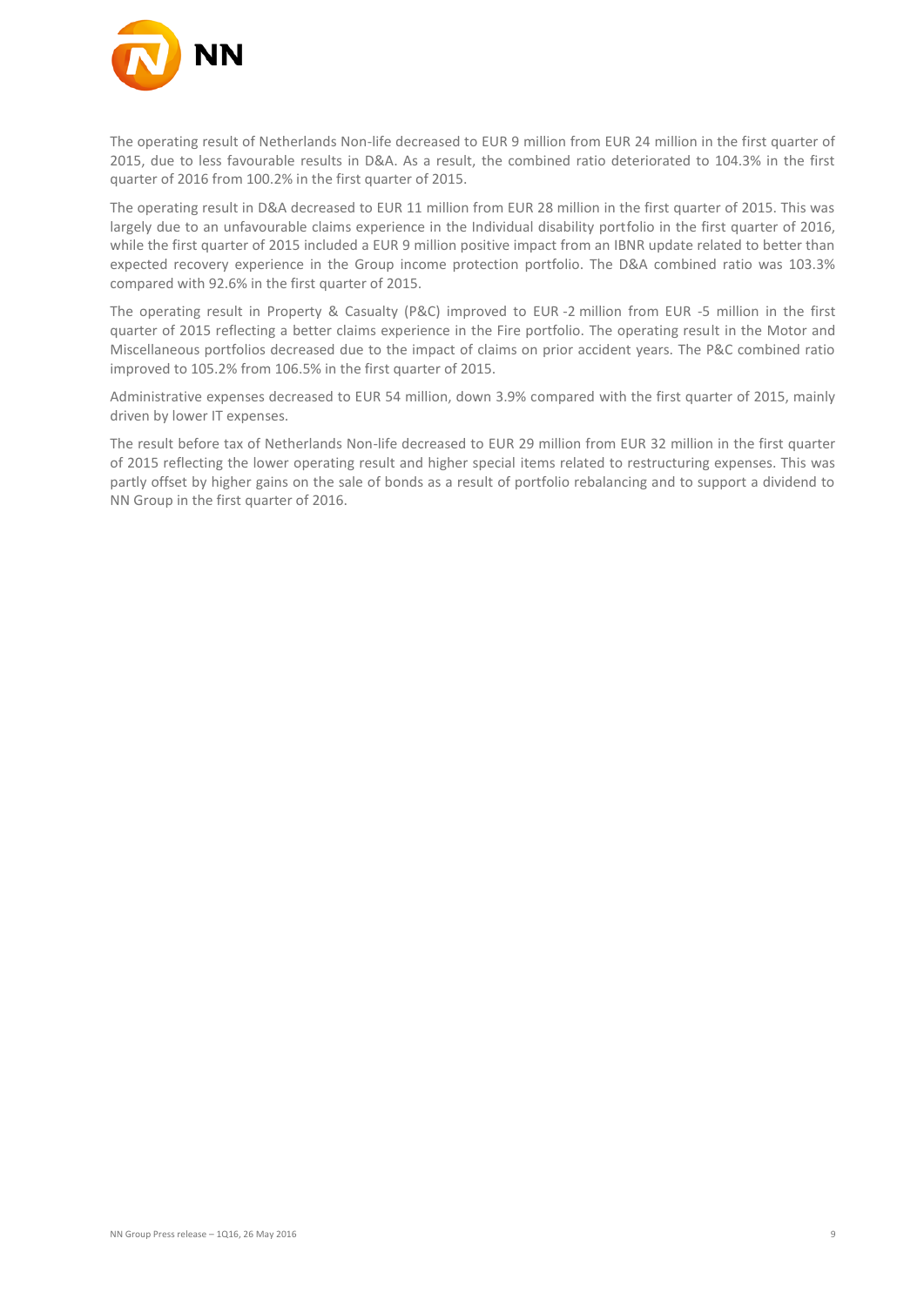The operating result of Netherlands Non-life decreased to EUR 9 million from EUR 24 million in the first quarter of 2015, due to less favourable results in D&A. As a result, the combined ratio deteriorated to 104.3% in the first quarter of 2016 from 100.2% in the first quarter of 2015.

The operating result in D&A decreased to EUR 11 million from EUR 28 million in the first quarter of 2015. This was largely due to an unfavourable claims experience in the Individual disability portfolio in the first quarter of 2016, while the first quarter of 2015 included a EUR 9 million positive impact from an IBNR update related to better than expected recovery experience in the Group income protection portfolio. The D&A combined ratio was 103.3% compared with 92.6% in the first quarter of 2015.

The operating result in Property & Casualty (P&C) improved to EUR -2 million from EUR -5 million in the first quarter of 2015 reflecting a better claims experience in the Fire portfolio. The operating result in the Motor and Miscellaneous portfolios decreased due to the impact of claims on prior accident years. The P&C combined ratio improved to 105.2% from 106.5% in the first quarter of 2015.

Administrative expenses decreased to EUR 54 million, down 3.9% compared with the first quarter of 2015, mainly driven by lower IT expenses.

The result before tax of Netherlands Non-life decreased to EUR 29 million from EUR 32 million in the first quarter of 2015 reflecting the lower operating result and higher special items related to restructuring expenses. This was partly offset by higher gains on the sale of bonds as a result of portfolio rebalancing and to support a dividend to NN Group in the first quarter of 2016.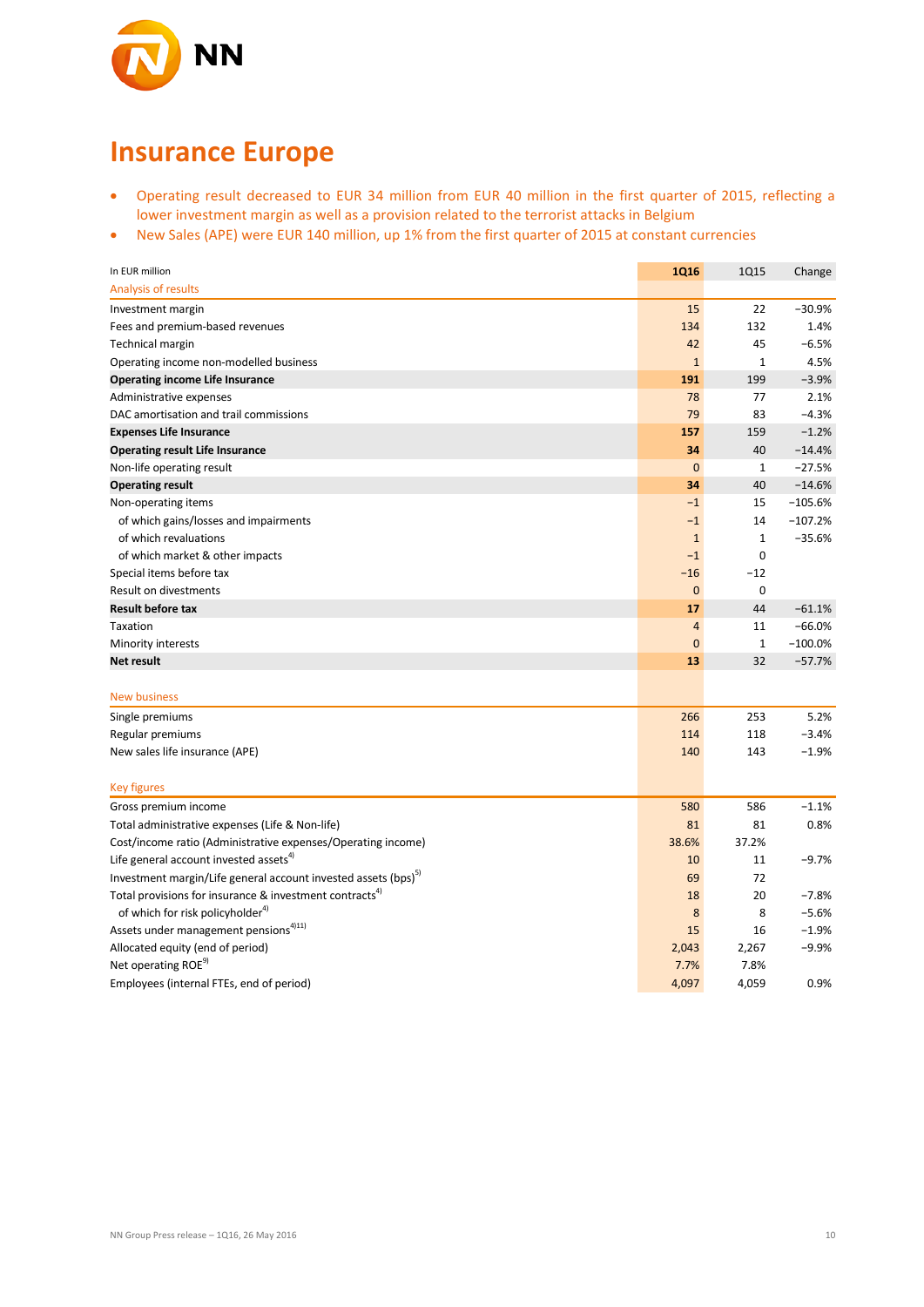# Insurance Europe

- Operating result decreased to EUR 34 million from EUR 40 million in the first quarter of 2015, reflecting a lower investment margin as well as a provision related to the terrorist attacks in Belgium
- New Sales (APE) were EUR 140 million, up 1% from the first quarter of 2015 at constant currencies

| In EUR million | 1Q16 | 1Q15 | Change |
|---|---|---|---|
| Analysis of results | | | |
| Investment margin | 15 | 22 | −30.9% |
| Fees and premium-based revenues | 134 | 132 | 1.4% |
| Technical margin | 42 | 45 | −6.5% |
| Operating income non-modelled business | 1 | 1 | 4.5% |
| **Operating income Life Insurance** | **191** | 199 | −3.9% |
| Administrative expenses | 78 | 77 | 2.1% |
| DAC amortisation and trail commissions | 79 | 83 | −4.3% |
| **Expenses Life Insurance** | **157** | 159 | −1.2% |
| **Operating result Life Insurance** | **34** | 40 | −14.4% |
| Non-life operating result | 0 | 1 | −27.5% |
| **Operating result** | **34** | 40 | −14.6% |
| Non-operating items | −1 | 15 | −105.6% |
| of which gains/losses and impairments | −1 | 14 | −107.2% |
| of which revaluations | 1 | 1 | −35.6% |
| of which market & other impacts | −1 | 0 | |
| Special items before tax | −16 | −12 | |
| Result on divestments | 0 | 0 | |
| **Result before tax** | **17** | 44 | −61.1% |
| Taxation | 4 | 11 | −66.0% |
| Minority interests | 0 | 1 | −100.0% |
| **Net result** | **13** | 32 | −57.7% |
| | | | |
| New business | | | |
| Single premiums | 266 | 253 | 5.2% |
| Regular premiums | 114 | 118 | −3.4% |
| New sales life insurance (APE) | 140 | 143 | −1.9% |
| | | | |
| Key figures | | | |
| Gross premium income | 580 | 586 | −1.1% |
| Total administrative expenses (Life & Non-life) | 81 | 81 | 0.8% |
| Cost/income ratio (Administrative expenses/Operating income) | 38.6% | 37.2% | |
| Life general account invested assets[4] | 10 | 11 | −9.7% |
| Investment margin/Life general account invested assets (bps)[5] | 69 | 72 | |
| Total provisions for insurance & investment contracts[4] | 18 | 20 | −7.8% |
| of which for risk policyholder[4] | 8 | 8 | −5.6% |
| Assets under management pensions[4][11] | 15 | 16 | −1.9% |
| Allocated equity (end of period) | 2,043 | 2,267 | −9.9% |
| Net operating ROE[9] | 7.7% | 7.8% | |
| Employees (internal FTEs, end of period) | 4,097 | 4,059 | 0.9% |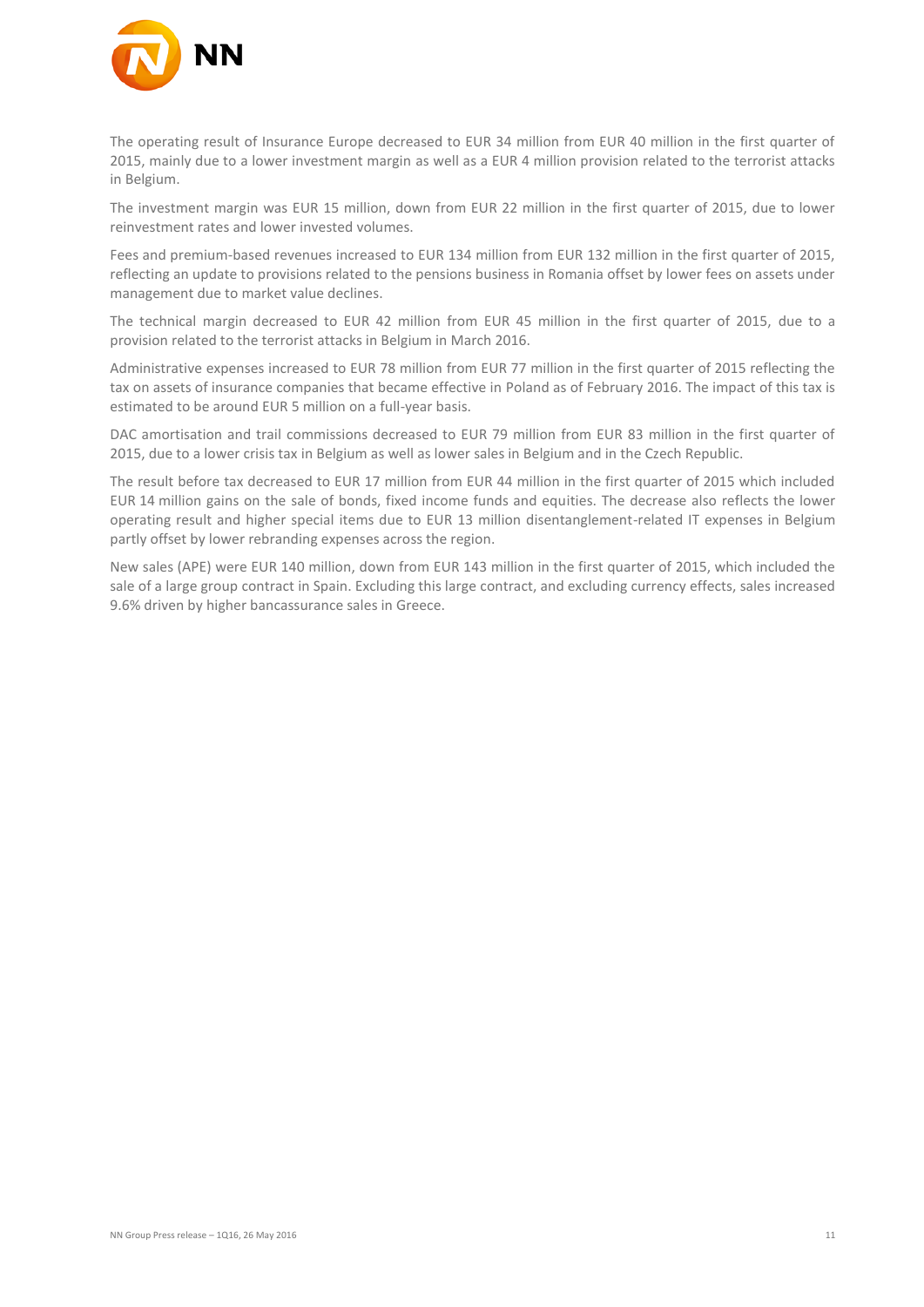The operating result of Insurance Europe decreased to EUR 34 million from EUR 40 million in the first quarter of 2015, mainly due to a lower investment margin as well as a EUR 4 million provision related to the terrorist attacks in Belgium.

The investment margin was EUR 15 million, down from EUR 22 million in the first quarter of 2015, due to lower reinvestment rates and lower invested volumes.

Fees and premium-based revenues increased to EUR 134 million from EUR 132 million in the first quarter of 2015, reflecting an update to provisions related to the pensions business in Romania offset by lower fees on assets under management due to market value declines.

The technical margin decreased to EUR 42 million from EUR 45 million in the first quarter of 2015, due to a provision related to the terrorist attacks in Belgium in March 2016.

Administrative expenses increased to EUR 78 million from EUR 77 million in the first quarter of 2015 reflecting the tax on assets of insurance companies that became effective in Poland as of February 2016. The impact of this tax is estimated to be around EUR 5 million on a full-year basis.

DAC amortisation and trail commissions decreased to EUR 79 million from EUR 83 million in the first quarter of 2015, due to a lower crisis tax in Belgium as well as lower sales in Belgium and in the Czech Republic.

The result before tax decreased to EUR 17 million from EUR 44 million in the first quarter of 2015 which included EUR 14 million gains on the sale of bonds, fixed income funds and equities. The decrease also reflects the lower operating result and higher special items due to EUR 13 million disentanglement-related IT expenses in Belgium partly offset by lower rebranding expenses across the region.

New sales (APE) were EUR 140 million, down from EUR 143 million in the first quarter of 2015, which included the sale of a large group contract in Spain. Excluding this large contract, and excluding currency effects, sales increased 9.6% driven by higher bancassurance sales in Greece.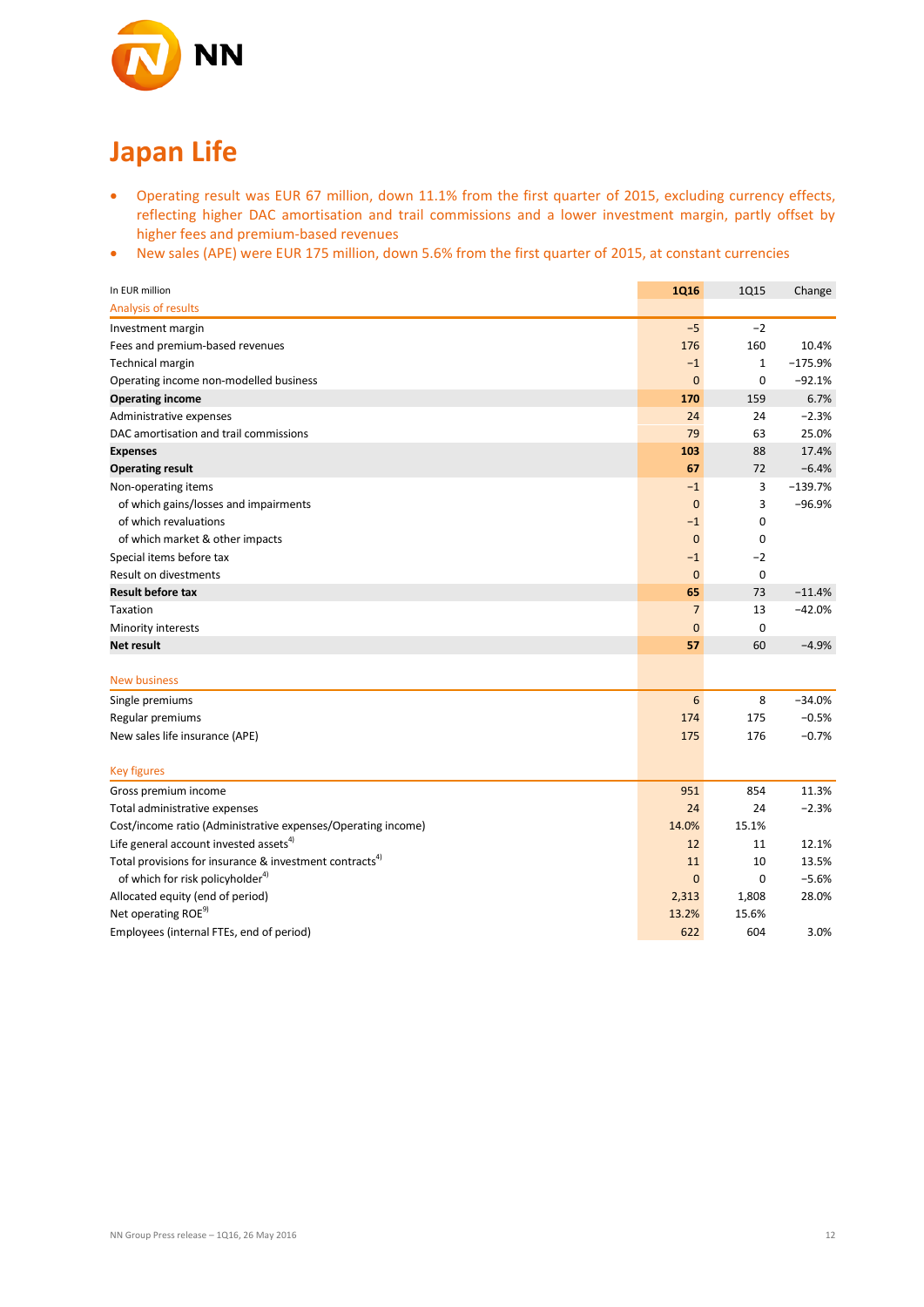# Japan Life

- Operating result was EUR 67 million, down 11.1% from the first quarter of 2015, excluding currency effects, reflecting higher DAC amortisation and trail commissions and a lower investment margin, partly offset by higher fees and premium-based revenues
- New sales (APE) were EUR 175 million, down 5.6% from the first quarter of 2015, at constant currencies

| In EUR million | 1Q16 | 1Q15 | Change |
|---|---|---|---|
| Analysis of results | | | |
| Investment margin | −5 | −2 | |
| Fees and premium-based revenues | 176 | 160 | 10.4% |
| Technical margin | −1 | 1 | −175.9% |
| Operating income non-modelled business | 0 | 0 | −92.1% |
| **Operating income** | **170** | 159 | 6.7% |
| Administrative expenses | 24 | 24 | −2.3% |
| DAC amortisation and trail commissions | 79 | 63 | 25.0% |
| **Expenses** | **103** | 88 | 17.4% |
| **Operating result** | **67** | 72 | −6.4% |
| Non-operating items | −1 | 3 | −139.7% |
| of which gains/losses and impairments | 0 | 3 | −96.9% |
| of which revaluations | −1 | 0 | |
| of which market & other impacts | 0 | 0 | |
| Special items before tax | −1 | −2 | |
| Result on divestments | 0 | 0 | |
| **Result before tax** | **65** | 73 | −11.4% |
| Taxation | 7 | 13 | −42.0% |
| Minority interests | 0 | 0 | |
| **Net result** | **57** | 60 | −4.9% |
| | | | |
| New business | | | |
| Single premiums | 6 | 8 | −34.0% |
| Regular premiums | 174 | 175 | −0.5% |
| New sales life insurance (APE) | 175 | 176 | −0.7% |
| | | | |
| Key figures | | | |
| Gross premium income | 951 | 854 | 11.3% |
| Total administrative expenses | 24 | 24 | −2.3% |
| Cost/income ratio (Administrative expenses/Operating income) | 14.0% | 15.1% | |
| Life general account invested assets[4] | 12 | 11 | 12.1% |
| Total provisions for insurance & investment contracts[4] | 11 | 10 | 13.5% |
| of which for risk policyholder[4] | 0 | 0 | −5.6% |
| Allocated equity (end of period) | 2,313 | 1,808 | 28.0% |
| Net operating ROE[9] | 13.2% | 15.6% | |
| Employees (internal FTEs, end of period) | 622 | 604 | 3.0% |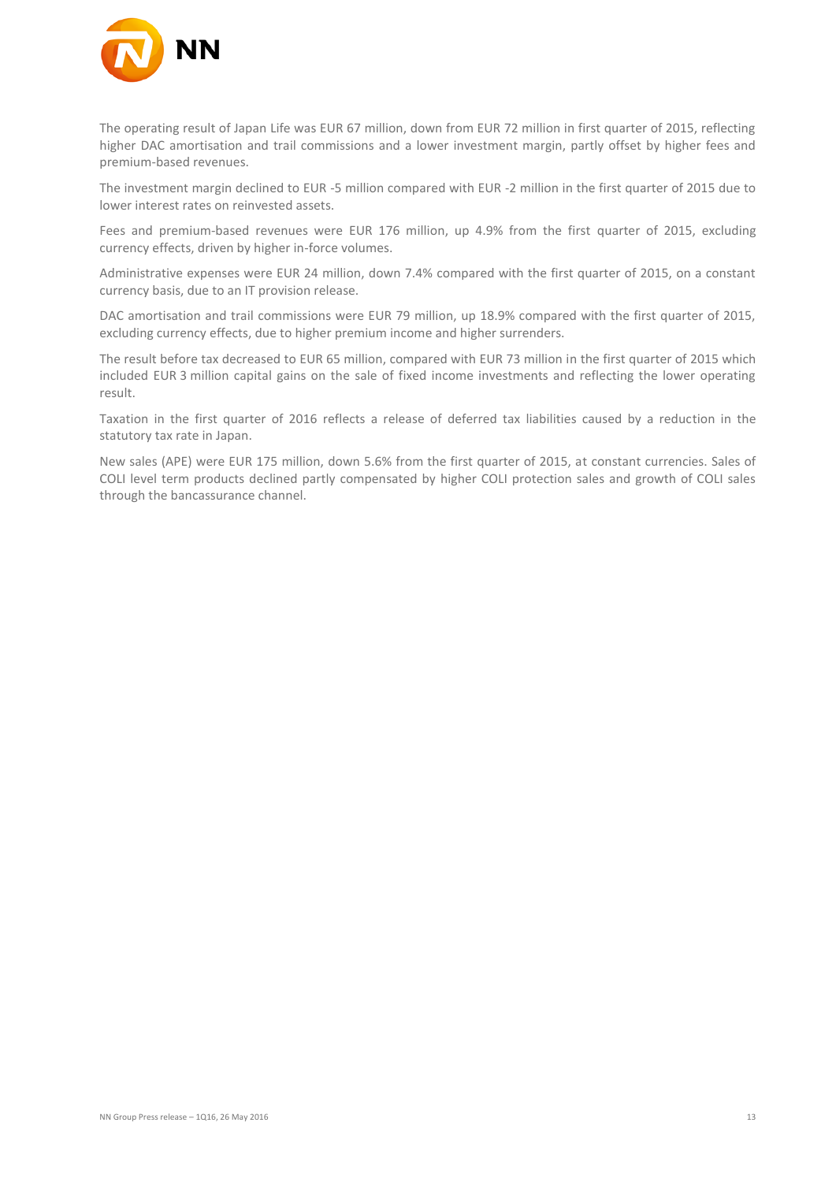The operating result of Japan Life was EUR 67 million, down from EUR 72 million in first quarter of 2015, reflecting higher DAC amortisation and trail commissions and a lower investment margin, partly offset by higher fees and premium-based revenues.

The investment margin declined to EUR -5 million compared with EUR -2 million in the first quarter of 2015 due to lower interest rates on reinvested assets.

Fees and premium-based revenues were EUR 176 million, up 4.9% from the first quarter of 2015, excluding currency effects, driven by higher in-force volumes.

Administrative expenses were EUR 24 million, down 7.4% compared with the first quarter of 2015, on a constant currency basis, due to an IT provision release.

DAC amortisation and trail commissions were EUR 79 million, up 18.9% compared with the first quarter of 2015, excluding currency effects, due to higher premium income and higher surrenders.

The result before tax decreased to EUR 65 million, compared with EUR 73 million in the first quarter of 2015 which included EUR 3 million capital gains on the sale of fixed income investments and reflecting the lower operating result.

Taxation in the first quarter of 2016 reflects a release of deferred tax liabilities caused by a reduction in the statutory tax rate in Japan.

New sales (APE) were EUR 175 million, down 5.6% from the first quarter of 2015, at constant currencies. Sales of COLI level term products declined partly compensated by higher COLI protection sales and growth of COLI sales through the bancassurance channel.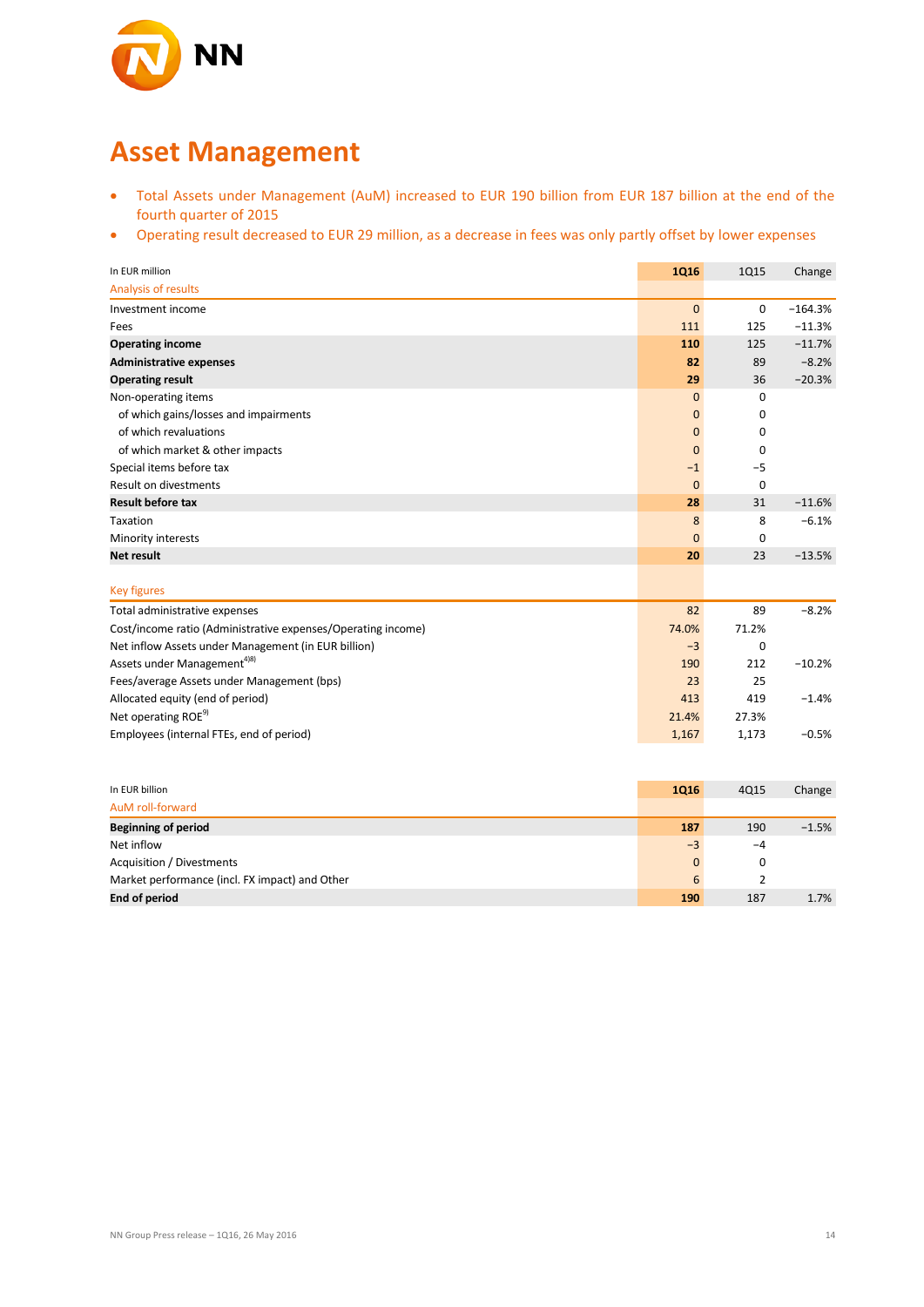# Asset Management

- Total Assets under Management (AuM) increased to EUR 190 billion from EUR 187 billion at the end of the fourth quarter of 2015
- Operating result decreased to EUR 29 million, as a decrease in fees was only partly offset by lower expenses

| In EUR million | 1Q16 | 1Q15 | Change |
|---|---|---|---|
| Analysis of results | | | |
| Investment income | 0 | 0 | −164.3% |
| Fees | 111 | 125 | −11.3% |
| **Operating income** | **110** | 125 | −11.7% |
| **Administrative expenses** | **82** | 89 | −8.2% |
| **Operating result** | **29** | 36 | −20.3% |
| Non-operating items | 0 | 0 | |
| of which gains/losses and impairments | 0 | 0 | |
| of which revaluations | 0 | 0 | |
| of which market & other impacts | 0 | 0 | |
| Special items before tax | −1 | −5 | |
| Result on divestments | 0 | 0 | |
| **Result before tax** | **28** | 31 | −11.6% |
| Taxation | 8 | 8 | −6.1% |
| Minority interests | 0 | 0 | |
| **Net result** | **20** | 23 | −13.5% |
| | | | |
| Key figures | | | |
| Total administrative expenses | 82 | 89 | −8.2% |
| Cost/income ratio (Administrative expenses/Operating income) | 74.0% | 71.2% | |
| Net inflow Assets under Management (in EUR billion) | −3 | 0 | |
| Assets under Management[4)8)] | 190 | 212 | −10.2% |
| Fees/average Assets under Management (bps) | 23 | 25 | |
| Allocated equity (end of period) | 413 | 419 | −1.4% |
| Net operating ROE[9)] | 21.4% | 27.3% | |
| Employees (internal FTEs, end of period) | 1,167 | 1,173 | −0.5% |

| In EUR billion | 1Q16 | 4Q15 | Change |
|---|---|---|---|
| AuM roll-forward | | | |
| **Beginning of period** | **187** | 190 | −1.5% |
| Net inflow | −3 | −4 | |
| Acquisition / Divestments | 0 | 0 | |
| Market performance (incl. FX impact) and Other | 6 | 2 | |
| **End of period** | **190** | 187 | 1.7% |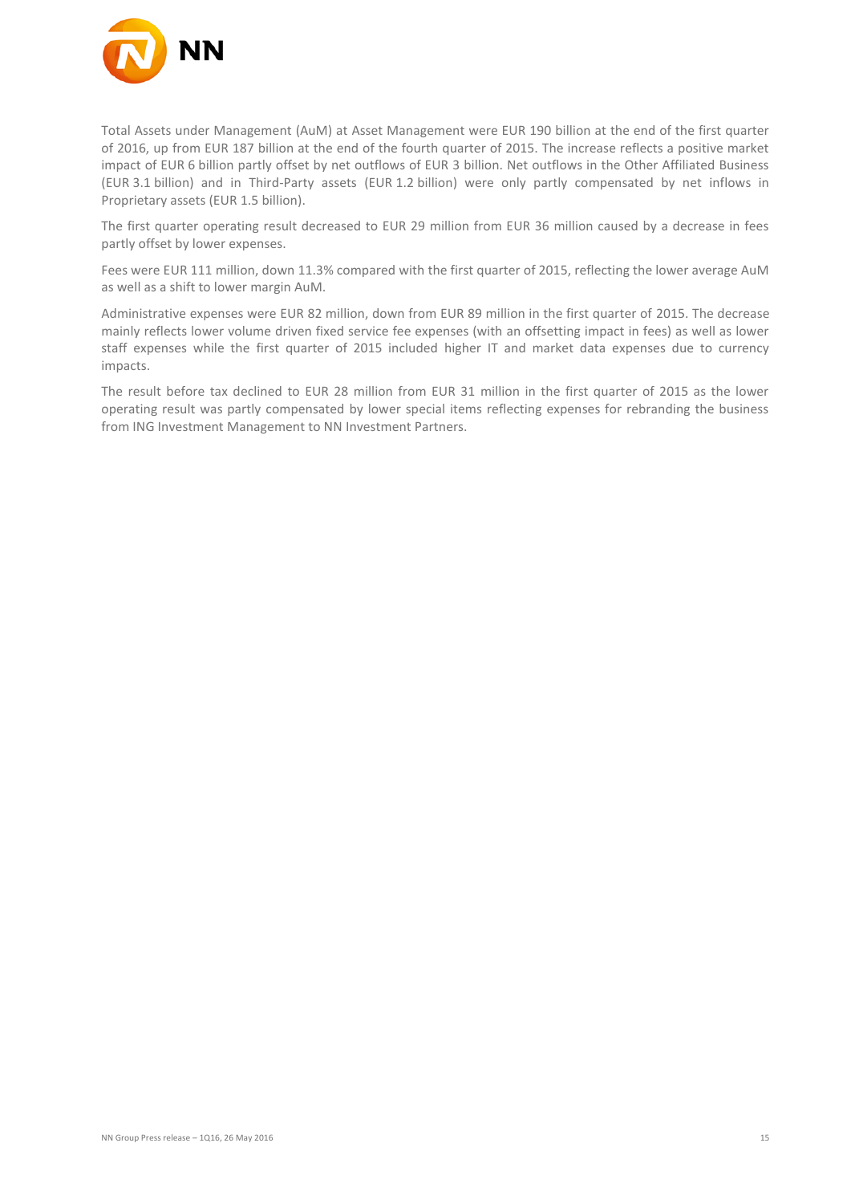Total Assets under Management (AuM) at Asset Management were EUR 190 billion at the end of the first quarter of 2016, up from EUR 187 billion at the end of the fourth quarter of 2015. The increase reflects a positive market impact of EUR 6 billion partly offset by net outflows of EUR 3 billion. Net outflows in the Other Affiliated Business (EUR 3.1 billion) and in Third-Party assets (EUR 1.2 billion) were only partly compensated by net inflows in Proprietary assets (EUR 1.5 billion).

The first quarter operating result decreased to EUR 29 million from EUR 36 million caused by a decrease in fees partly offset by lower expenses.

Fees were EUR 111 million, down 11.3% compared with the first quarter of 2015, reflecting the lower average AuM as well as a shift to lower margin AuM.

Administrative expenses were EUR 82 million, down from EUR 89 million in the first quarter of 2015. The decrease mainly reflects lower volume driven fixed service fee expenses (with an offsetting impact in fees) as well as lower staff expenses while the first quarter of 2015 included higher IT and market data expenses due to currency impacts.

The result before tax declined to EUR 28 million from EUR 31 million in the first quarter of 2015 as the lower operating result was partly compensated by lower special items reflecting expenses for rebranding the business from ING Investment Management to NN Investment Partners.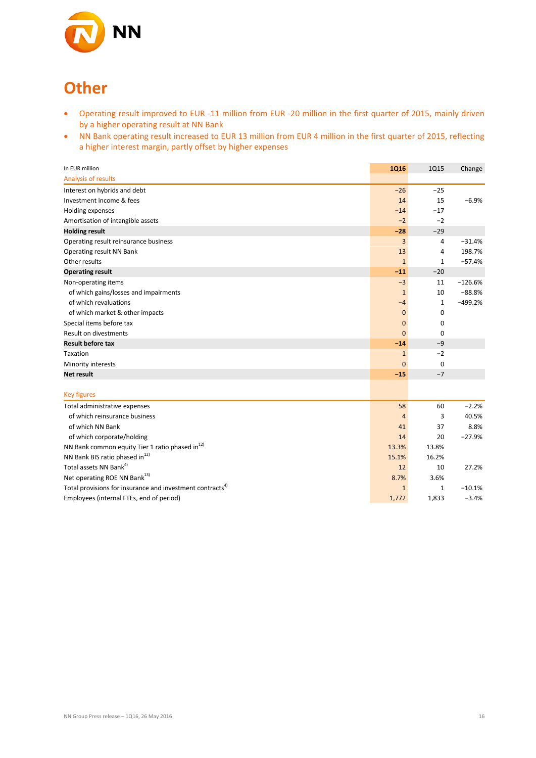# Other

- Operating result improved to EUR -11 million from EUR -20 million in the first quarter of 2015, mainly driven by a higher operating result at NN Bank
- NN Bank operating result increased to EUR 13 million from EUR 4 million in the first quarter of 2015, reflecting a higher interest margin, partly offset by higher expenses

| In EUR million | 1Q16 | 1Q15 | Change |
|---|---|---|---|
| Analysis of results | | | |
| Interest on hybrids and debt | −26 | −25 | |
| Investment income & fees | 14 | 15 | −6.9% |
| Holding expenses | −14 | −17 | |
| Amortisation of intangible assets | −2 | −2 | |
| **Holding result** | **−28** | −29 | |
| Operating result reinsurance business | 3 | 4 | −31.4% |
| Operating result NN Bank | 13 | 4 | 198.7% |
| Other results | 1 | 1 | −57.4% |
| **Operating result** | **−11** | −20 | |
| Non-operating items | −3 | 11 | −126.6% |
| of which gains/losses and impairments | 1 | 10 | −88.8% |
| of which revaluations | −4 | 1 | −499.2% |
| of which market & other impacts | 0 | 0 | |
| Special items before tax | 0 | 0 | |
| Result on divestments | 0 | 0 | |
| **Result before tax** | **−14** | −9 | |
| Taxation | 1 | −2 | |
| Minority interests | 0 | 0 | |
| **Net result** | **−15** | −7 | |
| | | | |
| Key figures | | | |
| Total administrative expenses | 58 | 60 | −2.2% |
| of which reinsurance business | 4 | 3 | 40.5% |
| of which NN Bank | 41 | 37 | 8.8% |
| of which corporate/holding | 14 | 20 | −27.9% |
| NN Bank common equity Tier 1 ratio phased in[12)] | 13.3% | 13.8% | |
| NN Bank BIS ratio phased in[12)] | 15.1% | 16.2% | |
| Total assets NN Bank[4)] | 12 | 10 | 27.2% |
| Net operating ROE NN Bank[13)] | 8.7% | 3.6% | |
| Total provisions for insurance and investment contracts[4)] | 1 | 1 | −10.1% |
| Employees (internal FTEs, end of period) | 1,772 | 1,833 | −3.4% |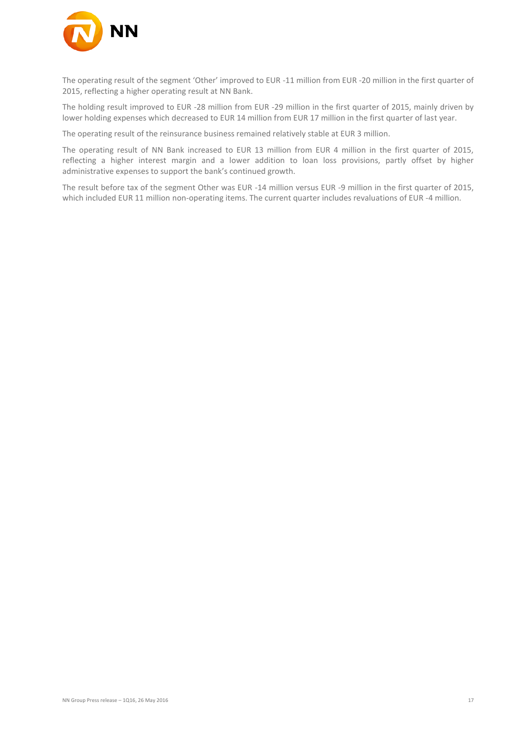The operating result of the segment 'Other' improved to EUR -11 million from EUR -20 million in the first quarter of 2015, reflecting a higher operating result at NN Bank.

The holding result improved to EUR -28 million from EUR -29 million in the first quarter of 2015, mainly driven by lower holding expenses which decreased to EUR 14 million from EUR 17 million in the first quarter of last year.

The operating result of the reinsurance business remained relatively stable at EUR 3 million.

The operating result of NN Bank increased to EUR 13 million from EUR 4 million in the first quarter of 2015, reflecting a higher interest margin and a lower addition to loan loss provisions, partly offset by higher administrative expenses to support the bank's continued growth.

The result before tax of the segment Other was EUR -14 million versus EUR -9 million in the first quarter of 2015, which included EUR 11 million non-operating items. The current quarter includes revaluations of EUR -4 million.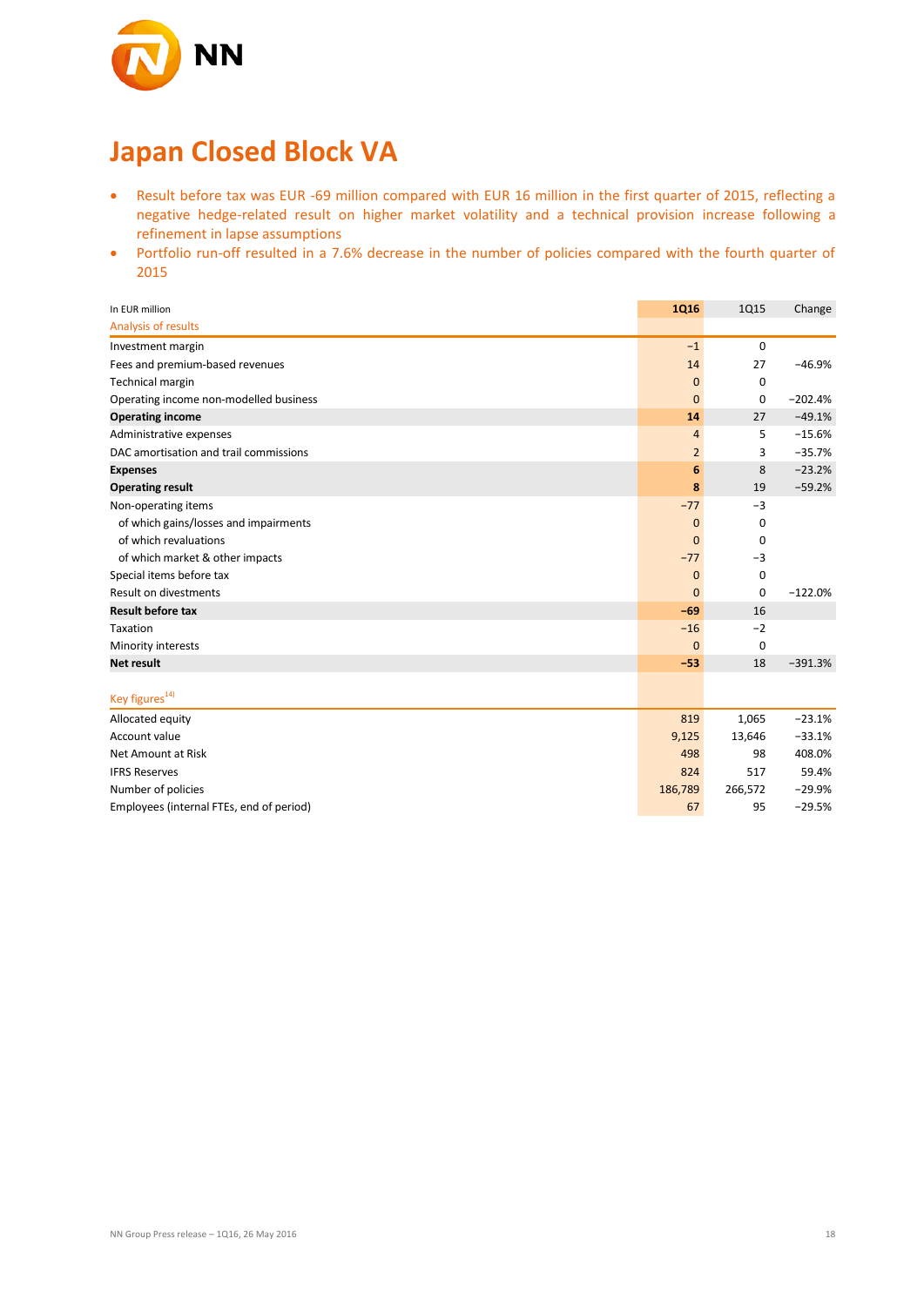# Japan Closed Block VA

- Result before tax was EUR -69 million compared with EUR 16 million in the first quarter of 2015, reflecting a negative hedge-related result on higher market volatility and a technical provision increase following a refinement in lapse assumptions
- Portfolio run-off resulted in a 7.6% decrease in the number of policies compared with the fourth quarter of 2015

| In EUR million | 1Q16 | 1Q15 | Change |
|---|---|---|---|
| Analysis of results | | | |
| Investment margin | −1 | 0 | |
| Fees and premium-based revenues | 14 | 27 | −46.9% |
| Technical margin | 0 | 0 | |
| Operating income non-modelled business | 0 | 0 | −202.4% |
| **Operating income** | **14** | 27 | −49.1% |
| Administrative expenses | 4 | 5 | −15.6% |
| DAC amortisation and trail commissions | 2 | 3 | −35.7% |
| **Expenses** | **6** | 8 | −23.2% |
| **Operating result** | **8** | 19 | −59.2% |
| Non-operating items | −77 | −3 | |
| of which gains/losses and impairments | 0 | 0 | |
| of which revaluations | 0 | 0 | |
| of which market & other impacts | −77 | −3 | |
| Special items before tax | 0 | 0 | |
| Result on divestments | 0 | 0 | −122.0% |
| **Result before tax** | **−69** | 16 | |
| Taxation | −16 | −2 | |
| Minority interests | 0 | 0 | |
| **Net result** | **−53** | 18 | −391.3% |
| | | | |
| Key figures[14] | | | |
| Allocated equity | 819 | 1,065 | −23.1% |
| Account value | 9,125 | 13,646 | −33.1% |
| Net Amount at Risk | 498 | 98 | 408.0% |
| IFRS Reserves | 824 | 517 | 59.4% |
| Number of policies | 186,789 | 266,572 | −29.9% |
| Employees (internal FTEs, end of period) | 67 | 95 | −29.5% |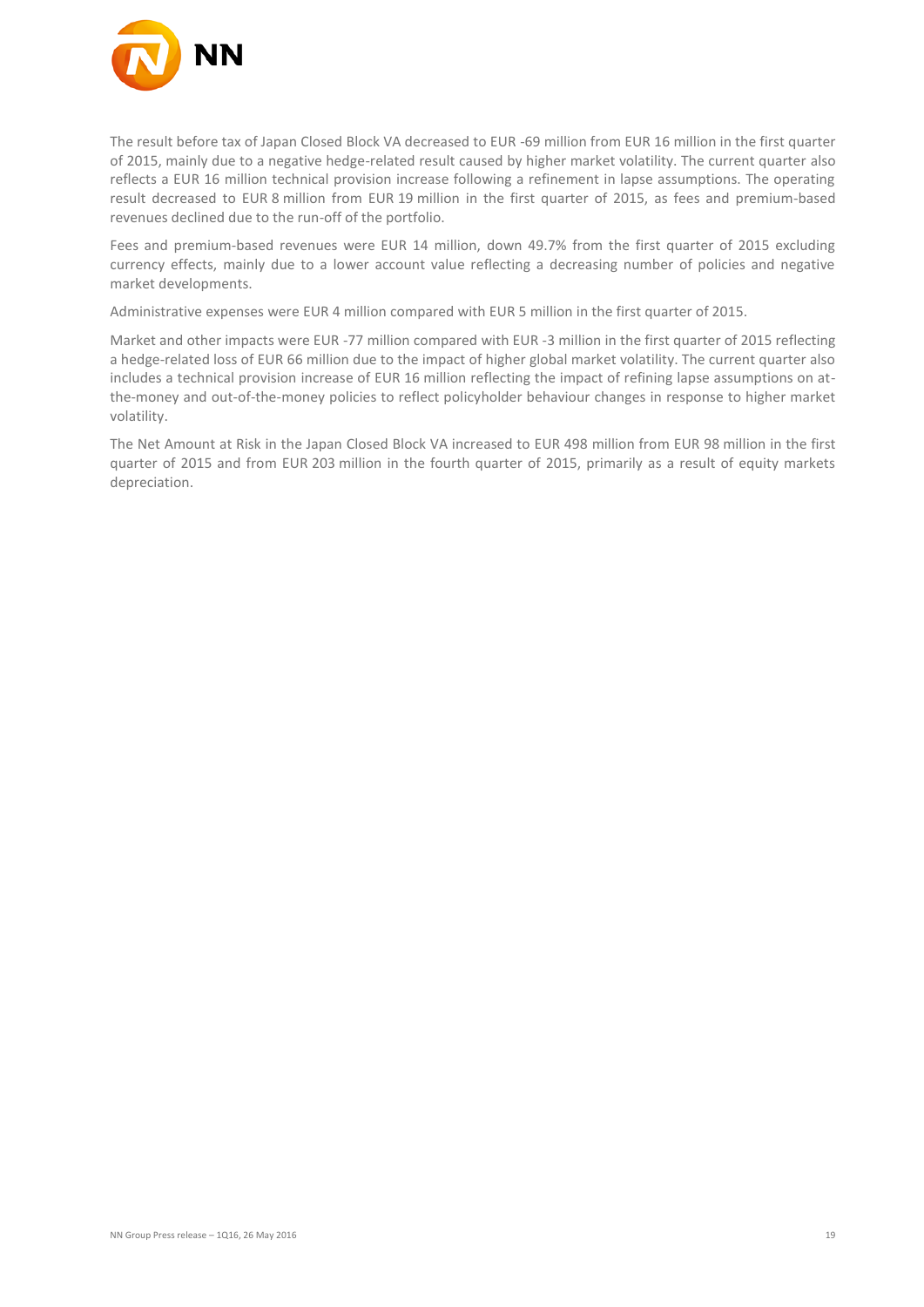The result before tax of Japan Closed Block VA decreased to EUR -69 million from EUR 16 million in the first quarter of 2015, mainly due to a negative hedge-related result caused by higher market volatility. The current quarter also reflects a EUR 16 million technical provision increase following a refinement in lapse assumptions. The operating result decreased to EUR 8 million from EUR 19 million in the first quarter of 2015, as fees and premium-based revenues declined due to the run-off of the portfolio.

Fees and premium-based revenues were EUR 14 million, down 49.7% from the first quarter of 2015 excluding currency effects, mainly due to a lower account value reflecting a decreasing number of policies and negative market developments.

Administrative expenses were EUR 4 million compared with EUR 5 million in the first quarter of 2015.

Market and other impacts were EUR -77 million compared with EUR -3 million in the first quarter of 2015 reflecting a hedge-related loss of EUR 66 million due to the impact of higher global market volatility. The current quarter also includes a technical provision increase of EUR 16 million reflecting the impact of refining lapse assumptions on at-the-money and out-of-the-money policies to reflect policyholder behaviour changes in response to higher market volatility.

The Net Amount at Risk in the Japan Closed Block VA increased to EUR 498 million from EUR 98 million in the first quarter of 2015 and from EUR 203 million in the fourth quarter of 2015, primarily as a result of equity markets depreciation.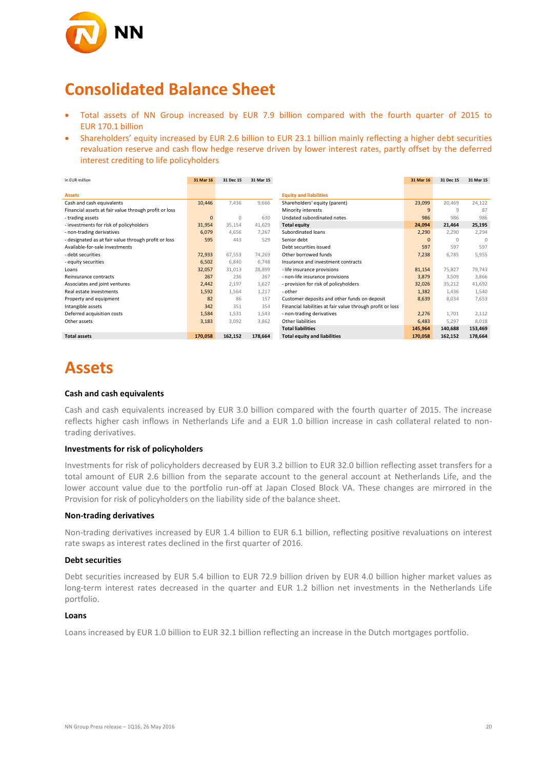# Consolidated Balance Sheet

- Total assets of NN Group increased by EUR 7.9 billion compared with the fourth quarter of 2015 to EUR 170.1 billion
- Shareholders' equity increased by EUR 2.6 billion to EUR 23.1 billion mainly reflecting a higher debt securities revaluation reserve and cash flow hedge reserve driven by lower interest rates, partly offset by the deferred interest crediting to life policyholders

| in EUR million | 31 Mar 16 | 31 Dec 15 | 31 Mar 15 |
|---|---|---|---|
| **Assets** | | | |
| Cash and cash equivalents | 10,446 | 7,436 | 9,666 |
| Financial assets at fair value through profit or loss | | | |
| - trading assets | 0 | 0 | 630 |
| - investments for risk of policyholders | 31,954 | 35,154 | 41,629 |
| - non-trading derivatives | 6,079 | 4,656 | 7,267 |
| - designated as at fair value through profit or loss | 595 | 443 | 529 |
| Available-for-sale investments | | | |
| - debt securities | 72,933 | 67,553 | 74,269 |
| - equity securities | 6,502 | 6,840 | 6,748 |
| Loans | 32,057 | 31,013 | 28,899 |
| Reinsurance contracts | 267 | 236 | 267 |
| Associates and joint ventures | 2,442 | 2,197 | 1,627 |
| Real estate investments | 1,592 | 1,564 | 1,217 |
| Property and equipment | 82 | 86 | 157 |
| Intangible assets | 342 | 351 | 354 |
| Deferred acquisition costs | 1,584 | 1,531 | 1,543 |
| Other assets | 3,183 | 3,092 | 3,862 |
| **Total assets** | **170,058** | **162,152** | **178,664** |

| in EUR million | 31 Mar 16 | 31 Dec 15 | 31 Mar 15 |
|---|---|---|---|
| **Equity and liabilities** | | | |
| Shareholders' equity (parent) | 23,099 | 20,469 | 24,122 |
| Minority interests | 9 | 9 | 87 |
| Undated subordinated notes | 986 | 986 | 986 |
| **Total equity** | **24,094** | **21,464** | **25,195** |
| Subordinated loans | 2,290 | 2,290 | 2,294 |
| Senior debt | 0 | 0 | 0 |
| Debt securities issued | 597 | 597 | 597 |
| Other borrowed funds | 7,238 | 6,785 | 5,955 |
| Insurance and investment contracts | | | |
| - life insurance provisions | 81,154 | 75,827 | 79,743 |
| - non-life insurance provisions | 3,879 | 3,509 | 3,866 |
| - provision for risk of policyholders | 32,026 | 35,212 | 41,692 |
| - other | 1,382 | 1,436 | 1,540 |
| Customer deposits and other funds on deposit | 8,639 | 8,034 | 7,653 |
| Financial liabilities at fair value through profit or loss | | | |
| - non-trading derivatives | 2,276 | 1,701 | 2,112 |
| Other liabilities | 6,483 | 5,297 | 8,018 |
| **Total liabilities** | **145,964** | **140,688** | **153,469** |
| **Total equity and liabilities** | **170,058** | **162,152** | **178,664** |

# Assets

### Cash and cash equivalents

Cash and cash equivalents increased by EUR 3.0 billion compared with the fourth quarter of 2015. The increase reflects higher cash inflows in Netherlands Life and a EUR 1.0 billion increase in cash collateral related to non-trading derivatives.

### Investments for risk of policyholders

Investments for risk of policyholders decreased by EUR 3.2 billion to EUR 32.0 billion reflecting asset transfers for a total amount of EUR 2.6 billion from the separate account to the general account at Netherlands Life, and the lower account value due to the portfolio run-off at Japan Closed Block VA. These changes are mirrored in the Provision for risk of policyholders on the liability side of the balance sheet.

### Non-trading derivatives

Non-trading derivatives increased by EUR 1.4 billion to EUR 6.1 billion, reflecting positive revaluations on interest rate swaps as interest rates declined in the first quarter of 2016.

### Debt securities

Debt securities increased by EUR 5.4 billion to EUR 72.9 billion driven by EUR 4.0 billion higher market values as long-term interest rates decreased in the quarter and EUR 1.2 billion net investments in the Netherlands Life portfolio.

### Loans

Loans increased by EUR 1.0 billion to EUR 32.1 billion reflecting an increase in the Dutch mortgages portfolio.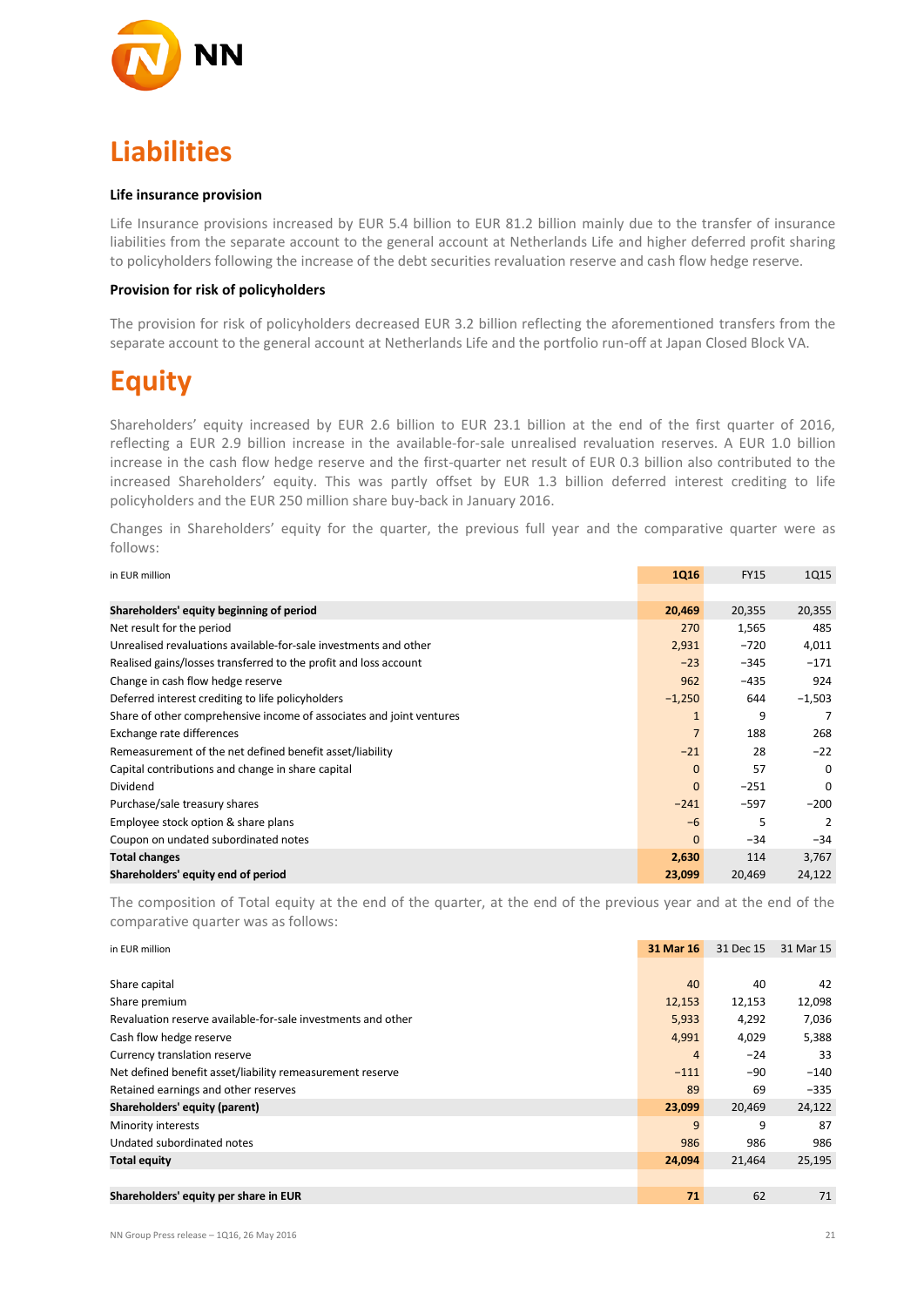# Liabilities

### Life insurance provision

Life Insurance provisions increased by EUR 5.4 billion to EUR 81.2 billion mainly due to the transfer of insurance liabilities from the separate account to the general account at Netherlands Life and higher deferred profit sharing to policyholders following the increase of the debt securities revaluation reserve and cash flow hedge reserve.

### Provision for risk of policyholders

The provision for risk of policyholders decreased EUR 3.2 billion reflecting the aforementioned transfers from the separate account to the general account at Netherlands Life and the portfolio run-off at Japan Closed Block VA.

# Equity

Shareholders' equity increased by EUR 2.6 billion to EUR 23.1 billion at the end of the first quarter of 2016, reflecting a EUR 2.9 billion increase in the available-for-sale unrealised revaluation reserves. A EUR 1.0 billion increase in the cash flow hedge reserve and the first-quarter net result of EUR 0.3 billion also contributed to the increased Shareholders' equity. This was partly offset by EUR 1.3 billion deferred interest crediting to life policyholders and the EUR 250 million share buy-back in January 2016.

Changes in Shareholders' equity for the quarter, the previous full year and the comparative quarter were as follows:

| in EUR million | 1Q16 | FY15 | 1Q15 |
|---|---|---|---|
| **Shareholders' equity beginning of period** | **20,469** | 20,355 | 20,355 |
| Net result for the period | 270 | 1,565 | 485 |
| Unrealised revaluations available-for-sale investments and other | 2,931 | −720 | 4,011 |
| Realised gains/losses transferred to the profit and loss account | −23 | −345 | −171 |
| Change in cash flow hedge reserve | 962 | −435 | 924 |
| Deferred interest crediting to life policyholders | −1,250 | 644 | −1,503 |
| Share of other comprehensive income of associates and joint ventures | 1 | 9 | 7 |
| Exchange rate differences | 7 | 188 | 268 |
| Remeasurement of the net defined benefit asset/liability | −21 | 28 | −22 |
| Capital contributions and change in share capital | 0 | 57 | 0 |
| Dividend | 0 | −251 | 0 |
| Purchase/sale treasury shares | −241 | −597 | −200 |
| Employee stock option & share plans | −6 | 5 | 2 |
| Coupon on undated subordinated notes | 0 | −34 | −34 |
| **Total changes** | **2,630** | 114 | 3,767 |
| **Shareholders' equity end of period** | **23,099** | 20,469 | 24,122 |

The composition of Total equity at the end of the quarter, at the end of the previous year and at the end of the comparative quarter was as follows:

| in EUR million | 31 Mar 16 | 31 Dec 15 | 31 Mar 15 |
|---|---|---|---|
| Share capital | 40 | 40 | 42 |
| Share premium | 12,153 | 12,153 | 12,098 |
| Revaluation reserve available-for-sale investments and other | 5,933 | 4,292 | 7,036 |
| Cash flow hedge reserve | 4,991 | 4,029 | 5,388 |
| Currency translation reserve | 4 | −24 | 33 |
| Net defined benefit asset/liability remeasurement reserve | −111 | −90 | −140 |
| Retained earnings and other reserves | 89 | 69 | −335 |
| **Shareholders' equity (parent)** | **23,099** | 20,469 | 24,122 |
| Minority interests | 9 | 9 | 87 |
| Undated subordinated notes | 986 | 986 | 986 |
| **Total equity** | **24,094** | 21,464 | 25,195 |
| | | | |
| **Shareholders' equity per share in EUR** | **71** | 62 | 71 |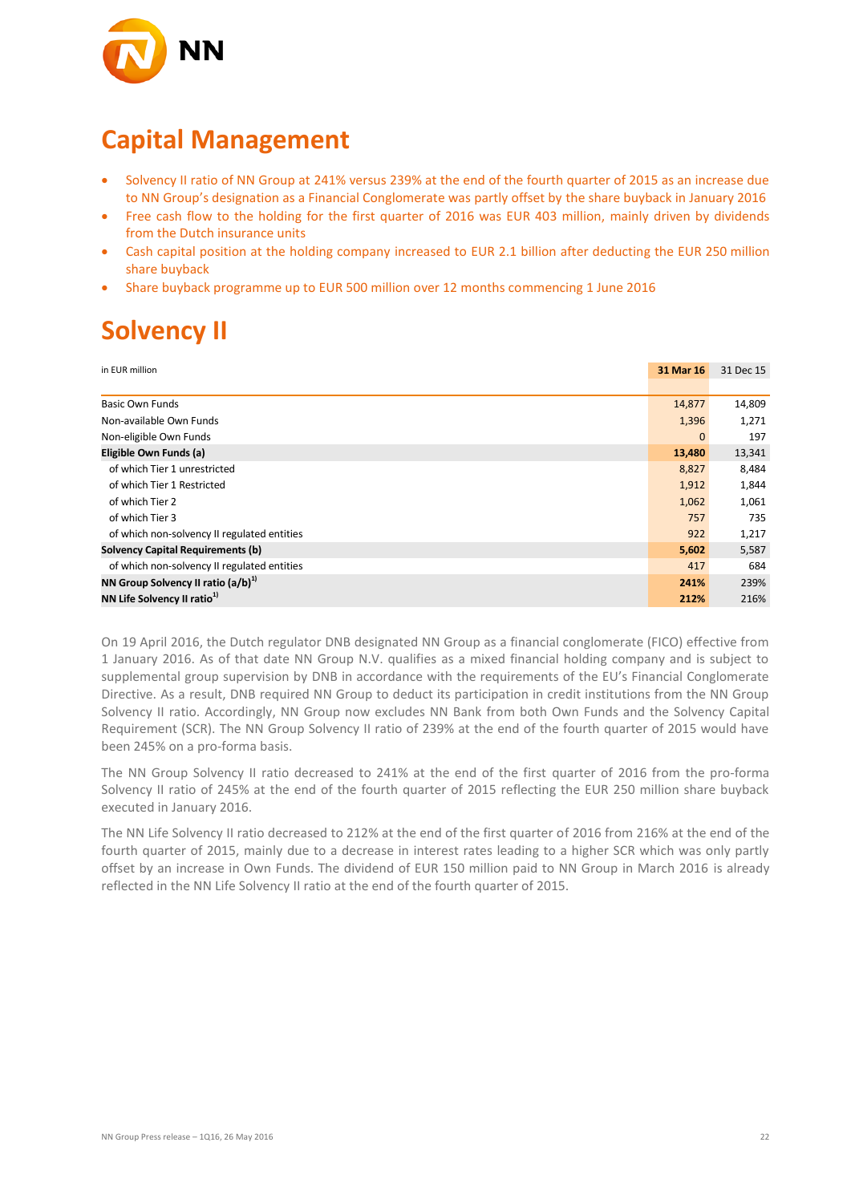# Capital Management

- Solvency II ratio of NN Group at 241% versus 239% at the end of the fourth quarter of 2015 as an increase due to NN Group's designation as a Financial Conglomerate was partly offset by the share buyback in January 2016
- Free cash flow to the holding for the first quarter of 2016 was EUR 403 million, mainly driven by dividends from the Dutch insurance units
- Cash capital position at the holding company increased to EUR 2.1 billion after deducting the EUR 250 million share buyback
- Share buyback programme up to EUR 500 million over 12 months commencing 1 June 2016

# Solvency II

| in EUR million | 31 Mar 16 | 31 Dec 15 |
|---|---|---|
| Basic Own Funds | 14,877 | 14,809 |
| Non-available Own Funds | 1,396 | 1,271 |
| Non-eligible Own Funds | 0 | 197 |
| **Eligible Own Funds (a)** | **13,480** | 13,341 |
| of which Tier 1 unrestricted | 8,827 | 8,484 |
| of which Tier 1 Restricted | 1,912 | 1,844 |
| of which Tier 2 | 1,062 | 1,061 |
| of which Tier 3 | 757 | 735 |
| of which non-solvency II regulated entities | 922 | 1,217 |
| **Solvency Capital Requirements (b)** | **5,602** | 5,587 |
| of which non-solvency II regulated entities | 417 | 684 |
| **NN Group Solvency II ratio (a/b)[1)]** | **241%** | 239% |
| **NN Life Solvency II ratio[1)]** | **212%** | 216% |

On 19 April 2016, the Dutch regulator DNB designated NN Group as a financial conglomerate (FICO) effective from 1 January 2016. As of that date NN Group N.V. qualifies as a mixed financial holding company and is subject to supplemental group supervision by DNB in accordance with the requirements of the EU's Financial Conglomerate Directive. As a result, DNB required NN Group to deduct its participation in credit institutions from the NN Group Solvency II ratio. Accordingly, NN Group now excludes NN Bank from both Own Funds and the Solvency Capital Requirement (SCR). The NN Group Solvency II ratio of 239% at the end of the fourth quarter of 2015 would have been 245% on a pro-forma basis.

The NN Group Solvency II ratio decreased to 241% at the end of the first quarter of 2016 from the pro-forma Solvency II ratio of 245% at the end of the fourth quarter of 2015 reflecting the EUR 250 million share buyback executed in January 2016.

The NN Life Solvency II ratio decreased to 212% at the end of the first quarter of 2016 from 216% at the end of the fourth quarter of 2015, mainly due to a decrease in interest rates leading to a higher SCR which was only partly offset by an increase in Own Funds. The dividend of EUR 150 million paid to NN Group in March 2016 is already reflected in the NN Life Solvency II ratio at the end of the fourth quarter of 2015.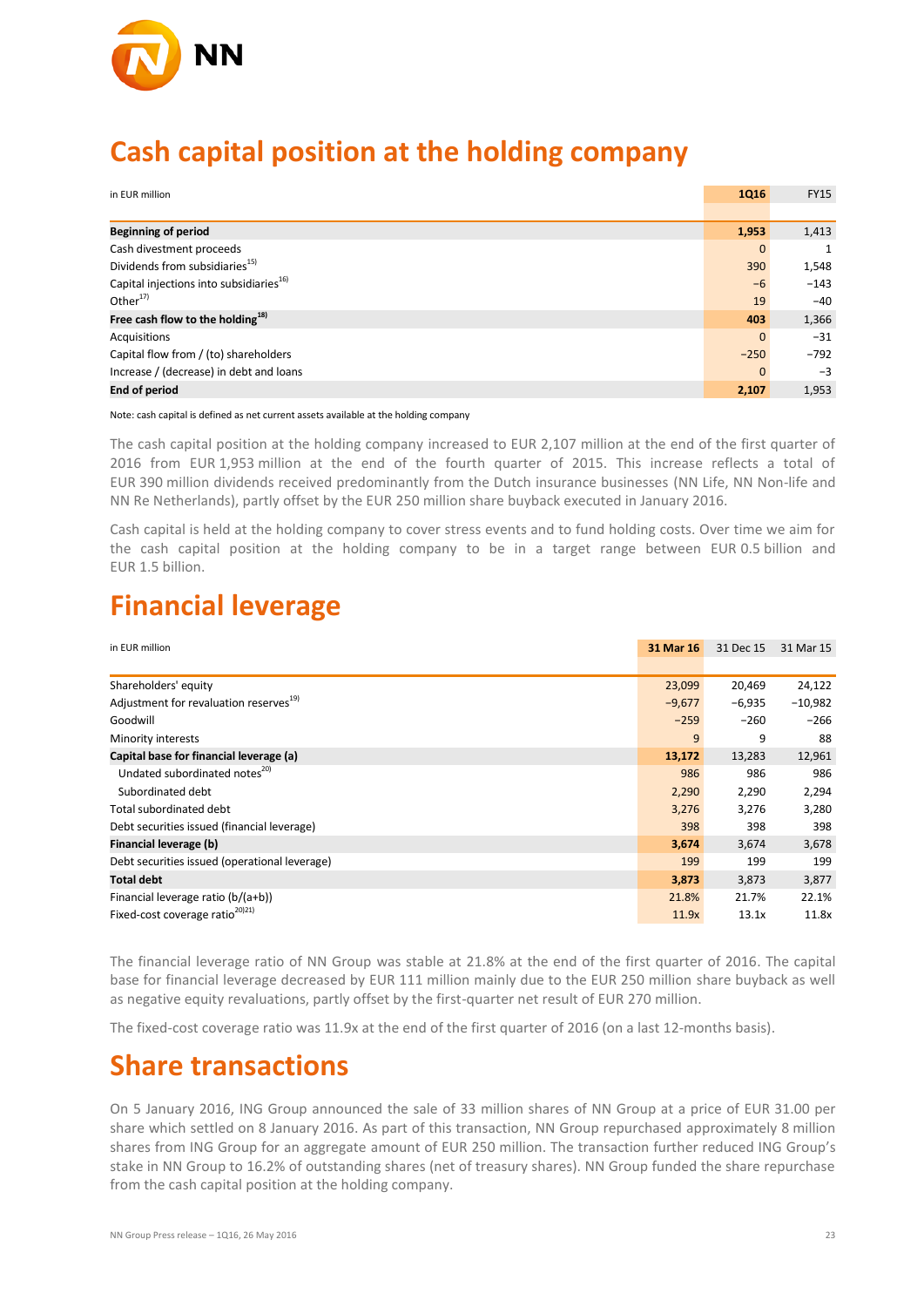# Cash capital position at the holding company

| in EUR million | 1Q16 | FY15 |
|---|---|---|
| **Beginning of period** | **1,953** | 1,413 |
| Cash divestment proceeds | 0 | 1 |
| Dividends from subsidiaries[15] | 390 | 1,548 |
| Capital injections into subsidiaries[16] | −6 | −143 |
| Other[17] | 19 | −40 |
| **Free cash flow to the holding[18]** | **403** | 1,366 |
| Acquisitions | 0 | −31 |
| Capital flow from / (to) shareholders | −250 | −792 |
| Increase / (decrease) in debt and loans | 0 | −3 |
| **End of period** | **2,107** | 1,953 |

Note: cash capital is defined as net current assets available at the holding company

The cash capital position at the holding company increased to EUR 2,107 million at the end of the first quarter of 2016 from EUR 1,953 million at the end of the fourth quarter of 2015. This increase reflects a total of EUR 390 million dividends received predominantly from the Dutch insurance businesses (NN Life, NN Non-life and NN Re Netherlands), partly offset by the EUR 250 million share buyback executed in January 2016.

Cash capital is held at the holding company to cover stress events and to fund holding costs. Over time we aim for the cash capital position at the holding company to be in a target range between EUR 0.5 billion and EUR 1.5 billion.

# Financial leverage

| in EUR million | 31 Mar 16 | 31 Dec 15 | 31 Mar 15 |
|---|---|---|---|
| Shareholders' equity | 23,099 | 20,469 | 24,122 |
| Adjustment for revaluation reserves[19] | −9,677 | −6,935 | −10,982 |
| Goodwill | −259 | −260 | −266 |
| Minority interests | 9 | 9 | 88 |
| **Capital base for financial leverage (a)** | **13,172** | 13,283 | 12,961 |
| Undated subordinated notes[20] | 986 | 986 | 986 |
| Subordinated debt | 2,290 | 2,290 | 2,294 |
| Total subordinated debt | 3,276 | 3,276 | 3,280 |
| Debt securities issued (financial leverage) | 398 | 398 | 398 |
| **Financial leverage (b)** | **3,674** | 3,674 | 3,678 |
| Debt securities issued (operational leverage) | 199 | 199 | 199 |
| **Total debt** | **3,873** | 3,873 | 3,877 |
| Financial leverage ratio (b/(a+b)) | 21.8% | 21.7% | 22.1% |
| Fixed-cost coverage ratio[20][21] | 11.9x | 13.1x | 11.8x |

The financial leverage ratio of NN Group was stable at 21.8% at the end of the first quarter of 2016. The capital base for financial leverage decreased by EUR 111 million mainly due to the EUR 250 million share buyback as well as negative equity revaluations, partly offset by the first-quarter net result of EUR 270 million.

The fixed-cost coverage ratio was 11.9x at the end of the first quarter of 2016 (on a last 12-months basis).

# Share transactions

On 5 January 2016, ING Group announced the sale of 33 million shares of NN Group at a price of EUR 31.00 per share which settled on 8 January 2016. As part of this transaction, NN Group repurchased approximately 8 million shares from ING Group for an aggregate amount of EUR 250 million. The transaction further reduced ING Group's stake in NN Group to 16.2% of outstanding shares (net of treasury shares). NN Group funded the share repurchase from the cash capital position at the holding company.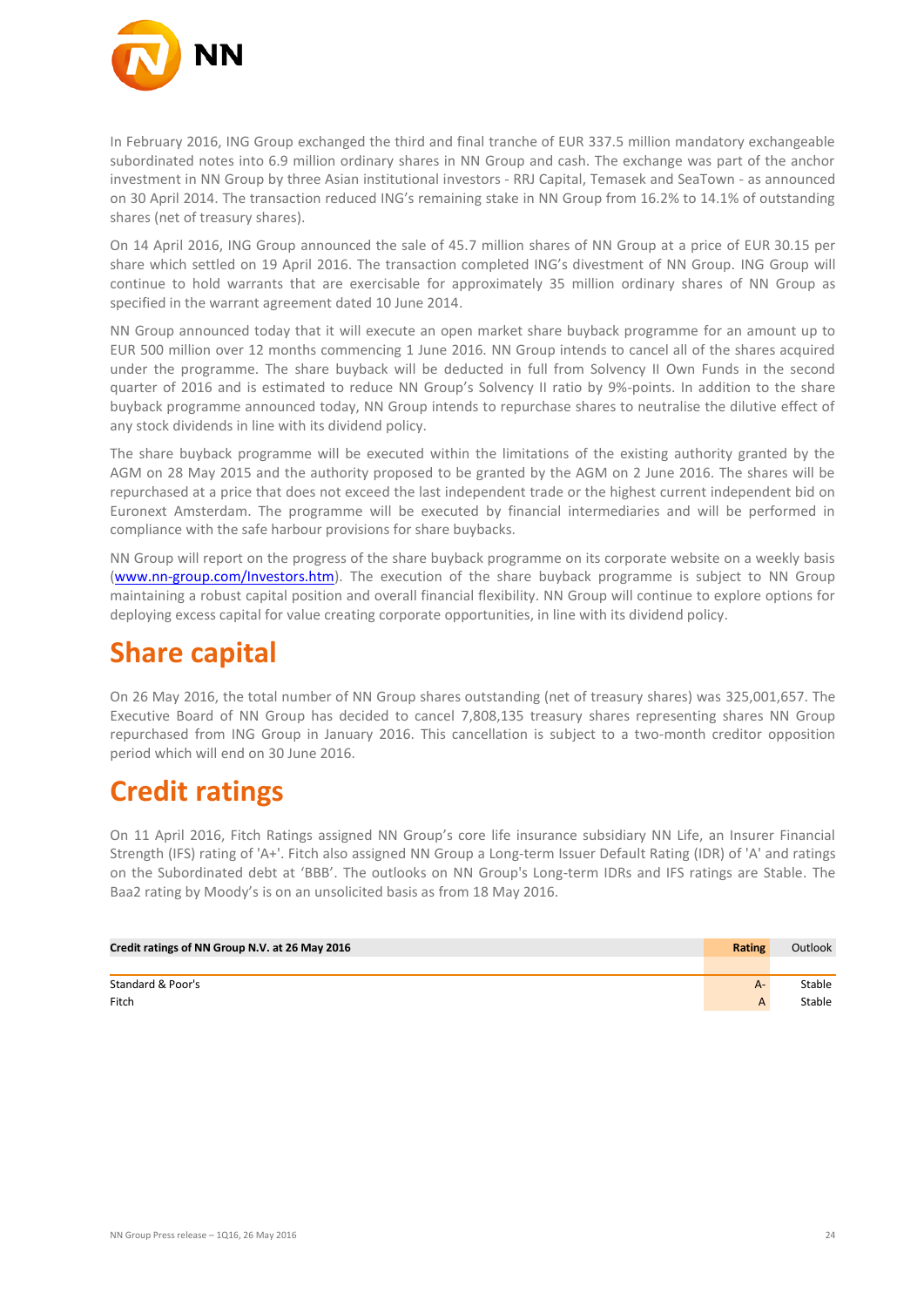In February 2016, ING Group exchanged the third and final tranche of EUR 337.5 million mandatory exchangeable subordinated notes into 6.9 million ordinary shares in NN Group and cash. The exchange was part of the anchor investment in NN Group by three Asian institutional investors - RRJ Capital, Temasek and SeaTown - as announced on 30 April 2014. The transaction reduced ING's remaining stake in NN Group from 16.2% to 14.1% of outstanding shares (net of treasury shares).

On 14 April 2016, ING Group announced the sale of 45.7 million shares of NN Group at a price of EUR 30.15 per share which settled on 19 April 2016. The transaction completed ING's divestment of NN Group. ING Group will continue to hold warrants that are exercisable for approximately 35 million ordinary shares of NN Group as specified in the warrant agreement dated 10 June 2014.

NN Group announced today that it will execute an open market share buyback programme for an amount up to EUR 500 million over 12 months commencing 1 June 2016. NN Group intends to cancel all of the shares acquired under the programme. The share buyback will be deducted in full from Solvency II Own Funds in the second quarter of 2016 and is estimated to reduce NN Group's Solvency II ratio by 9%-points. In addition to the share buyback programme announced today, NN Group intends to repurchase shares to neutralise the dilutive effect of any stock dividends in line with its dividend policy.

The share buyback programme will be executed within the limitations of the existing authority granted by the AGM on 28 May 2015 and the authority proposed to be granted by the AGM on 2 June 2016. The shares will be repurchased at a price that does not exceed the last independent trade or the highest current independent bid on Euronext Amsterdam. The programme will be executed by financial intermediaries and will be performed in compliance with the safe harbour provisions for share buybacks.

NN Group will report on the progress of the share buyback programme on its corporate website on a weekly basis (www.nn-group.com/Investors.htm). The execution of the share buyback programme is subject to NN Group maintaining a robust capital position and overall financial flexibility. NN Group will continue to explore options for deploying excess capital for value creating corporate opportunities, in line with its dividend policy.

# Share capital

On 26 May 2016, the total number of NN Group shares outstanding (net of treasury shares) was 325,001,657. The Executive Board of NN Group has decided to cancel 7,808,135 treasury shares representing shares NN Group repurchased from ING Group in January 2016. This cancellation is subject to a two-month creditor opposition period which will end on 30 June 2016.

# Credit ratings

On 11 April 2016, Fitch Ratings assigned NN Group's core life insurance subsidiary NN Life, an Insurer Financial Strength (IFS) rating of 'A+'. Fitch also assigned NN Group a Long-term Issuer Default Rating (IDR) of 'A' and ratings on the Subordinated debt at 'BBB'. The outlooks on NN Group's Long-term IDRs and IFS ratings are Stable. The Baa2 rating by Moody's is on an unsolicited basis as from 18 May 2016.

| **Credit ratings of NN Group N.V. at 26 May 2016** | **Rating** | Outlook |
|---|---|---|
| Standard & Poor's | A- | Stable |
| Fitch | A | Stable |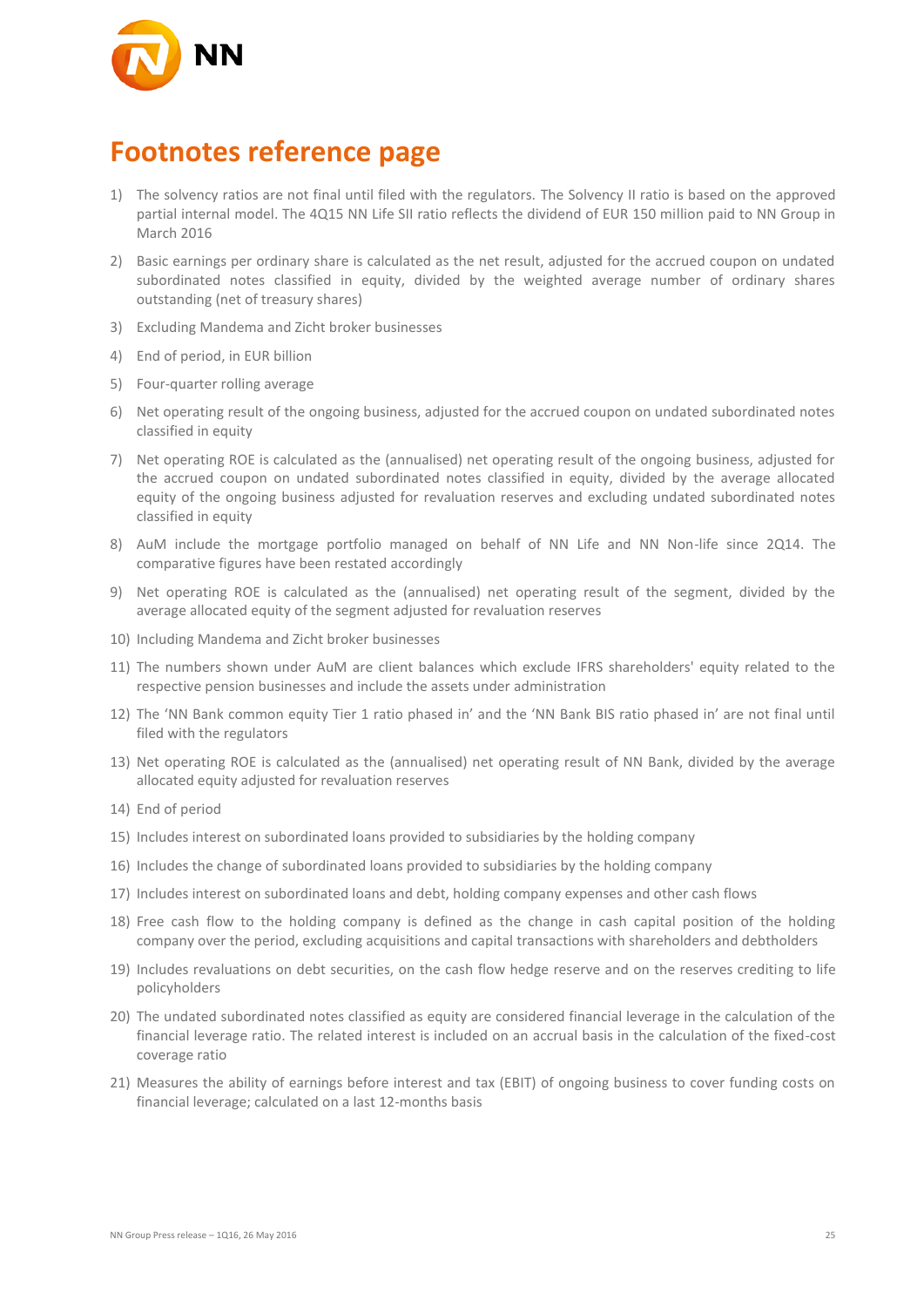# Footnotes reference page

1) The solvency ratios are not final until filed with the regulators. The Solvency II ratio is based on the approved partial internal model. The 4Q15 NN Life SII ratio reflects the dividend of EUR 150 million paid to NN Group in March 2016
2) Basic earnings per ordinary share is calculated as the net result, adjusted for the accrued coupon on undated subordinated notes classified in equity, divided by the weighted average number of ordinary shares outstanding (net of treasury shares)
3) Excluding Mandema and Zicht broker businesses
4) End of period, in EUR billion
5) Four-quarter rolling average
6) Net operating result of the ongoing business, adjusted for the accrued coupon on undated subordinated notes classified in equity
7) Net operating ROE is calculated as the (annualised) net operating result of the ongoing business, adjusted for the accrued coupon on undated subordinated notes classified in equity, divided by the average allocated equity of the ongoing business adjusted for revaluation reserves and excluding undated subordinated notes classified in equity
8) AuM include the mortgage portfolio managed on behalf of NN Life and NN Non-life since 2Q14. The comparative figures have been restated accordingly
9) Net operating ROE is calculated as the (annualised) net operating result of the segment, divided by the average allocated equity of the segment adjusted for revaluation reserves
10) Including Mandema and Zicht broker businesses
11) The numbers shown under AuM are client balances which exclude IFRS shareholders' equity related to the respective pension businesses and include the assets under administration
12) The 'NN Bank common equity Tier 1 ratio phased in' and the 'NN Bank BIS ratio phased in' are not final until filed with the regulators
13) Net operating ROE is calculated as the (annualised) net operating result of NN Bank, divided by the average allocated equity adjusted for revaluation reserves
14) End of period
15) Includes interest on subordinated loans provided to subsidiaries by the holding company
16) Includes the change of subordinated loans provided to subsidiaries by the holding company
17) Includes interest on subordinated loans and debt, holding company expenses and other cash flows
18) Free cash flow to the holding company is defined as the change in cash capital position of the holding company over the period, excluding acquisitions and capital transactions with shareholders and debtholders
19) Includes revaluations on debt securities, on the cash flow hedge reserve and on the reserves crediting to life policyholders
20) The undated subordinated notes classified as equity are considered financial leverage in the calculation of the financial leverage ratio. The related interest is included on an accrual basis in the calculation of the fixed-cost coverage ratio
21) Measures the ability of earnings before interest and tax (EBIT) of ongoing business to cover funding costs on financial leverage; calculated on a last 12-months basis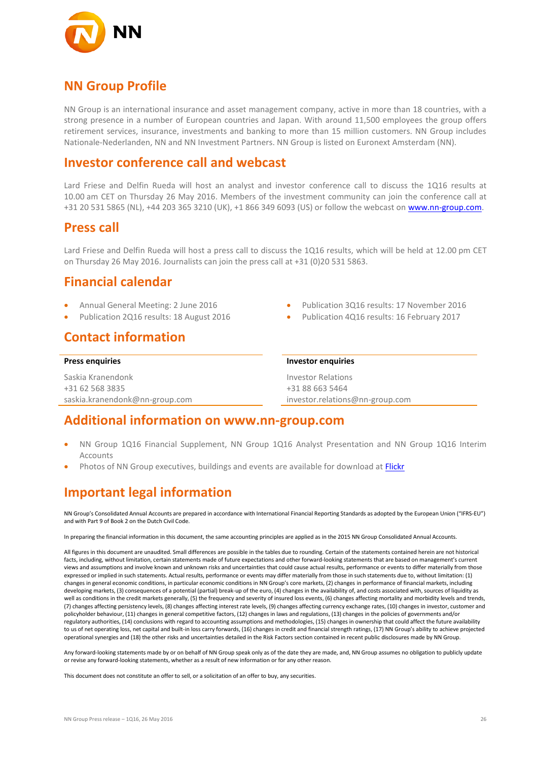## NN Group Profile

NN Group is an international insurance and asset management company, active in more than 18 countries, with a strong presence in a number of European countries and Japan. With around 11,500 employees the group offers retirement services, insurance, investments and banking to more than 15 million customers. NN Group includes Nationale-Nederlanden, NN and NN Investment Partners. NN Group is listed on Euronext Amsterdam (NN).

## Investor conference call and webcast

Lard Friese and Delfin Rueda will host an analyst and investor conference call to discuss the 1Q16 results at 10.00 am CET on Thursday 26 May 2016. Members of the investment community can join the conference call at +31 20 531 5865 (NL), +44 203 365 3210 (UK), +1 866 349 6093 (US) or follow the webcast on www.nn-group.com.

## Press call

Lard Friese and Delfin Rueda will host a press call to discuss the 1Q16 results, which will be held at 12.00 pm CET on Thursday 26 May 2016. Journalists can join the press call at +31 (0)20 531 5863.

## Financial calendar

- Annual General Meeting: 2 June 2016
- Publication 2Q16 results: 18 August 2016
- Publication 3Q16 results: 17 November 2016
- Publication 4Q16 results: 16 February 2017

## Contact information

**Press enquiries**

Saskia Kranendonk
+31 62 568 3835
saskia.kranendonk@nn-group.com

**Investor enquiries**

Investor Relations
+31 88 663 5464
investor.relations@nn-group.com

## Additional information on www.nn-group.com

- NN Group 1Q16 Financial Supplement, NN Group 1Q16 Analyst Presentation and NN Group 1Q16 Interim Accounts
- Photos of NN Group executives, buildings and events are available for download at Flickr

## Important legal information

NN Group's Consolidated Annual Accounts are prepared in accordance with International Financial Reporting Standards as adopted by the European Union ("IFRS-EU") and with Part 9 of Book 2 on the Dutch Civil Code.

In preparing the financial information in this document, the same accounting principles are applied as in the 2015 NN Group Consolidated Annual Accounts.

All figures in this document are unaudited. Small differences are possible in the tables due to rounding. Certain of the statements contained herein are not historical facts, including, without limitation, certain statements made of future expectations and other forward-looking statements that are based on management's current views and assumptions and involve known and unknown risks and uncertainties that could cause actual results, performance or events to differ materially from those expressed or implied in such statements. Actual results, performance or events may differ materially from those in such statements due to, without limitation: (1) changes in general economic conditions, in particular economic conditions in NN Group's core markets, (2) changes in performance of financial markets, including developing markets, (3) consequences of a potential (partial) break-up of the euro, (4) changes in the availability of, and costs associated with, sources of liquidity as well as conditions in the credit markets generally, (5) the frequency and severity of insured loss events, (6) changes affecting mortality and morbidity levels and trends, (7) changes affecting persistency levels, (8) changes affecting interest rate levels, (9) changes affecting currency exchange rates, (10) changes in investor, customer and policyholder behaviour, (11) changes in general competitive factors, (12) changes in laws and regulations, (13) changes in the policies of governments and/or regulatory authorities, (14) conclusions with regard to accounting assumptions and methodologies, (15) changes in ownership that could affect the future availability to us of net operating loss, net capital and built-in loss carry forwards, (16) changes in credit and financial strength ratings, (17) NN Group's ability to achieve projected operational synergies and (18) the other risks and uncertainties detailed in the Risk Factors section contained in recent public disclosures made by NN Group.

Any forward-looking statements made by or on behalf of NN Group speak only as of the date they are made, and, NN Group assumes no obligation to publicly update or revise any forward-looking statements, whether as a result of new information or for any other reason.

This document does not constitute an offer to sell, or a solicitation of an offer to buy, any securities.